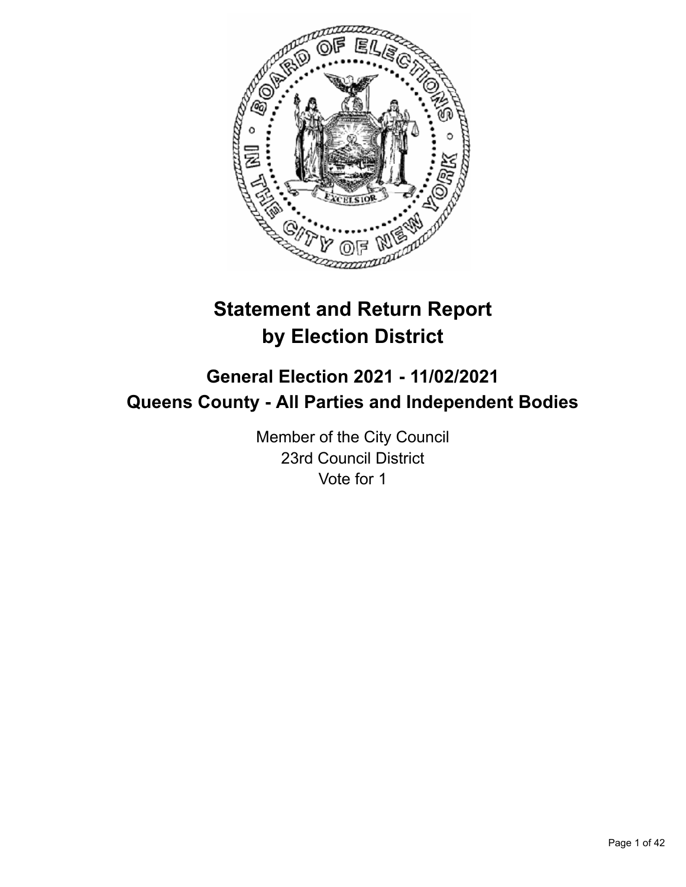# Statement and Return Report by Election District

## General Election 2021 - 11/02/2021
## Queens County - All Parties and Independent Bodies

Member of the City Council
23rd Council District
Vote for 1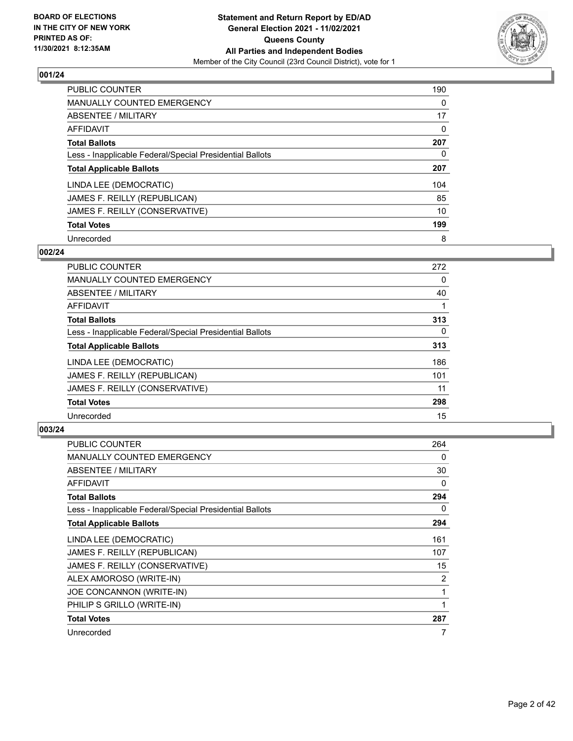## 001/24

| | |
|---|---|
| PUBLIC COUNTER | 190 |
| MANUALLY COUNTED EMERGENCY | 0 |
| ABSENTEE / MILITARY | 17 |
| AFFIDAVIT | 0 |
| **Total Ballots** | **207** |
| Less - Inapplicable Federal/Special Presidential Ballots | 0 |
| **Total Applicable Ballots** | **207** |
| LINDA LEE (DEMOCRATIC) | 104 |
| JAMES F. REILLY (REPUBLICAN) | 85 |
| JAMES F. REILLY (CONSERVATIVE) | 10 |
| **Total Votes** | **199** |
| Unrecorded | 8 |

## 002/24

| | |
|---|---|
| PUBLIC COUNTER | 272 |
| MANUALLY COUNTED EMERGENCY | 0 |
| ABSENTEE / MILITARY | 40 |
| AFFIDAVIT | 1 |
| **Total Ballots** | **313** |
| Less - Inapplicable Federal/Special Presidential Ballots | 0 |
| **Total Applicable Ballots** | **313** |
| LINDA LEE (DEMOCRATIC) | 186 |
| JAMES F. REILLY (REPUBLICAN) | 101 |
| JAMES F. REILLY (CONSERVATIVE) | 11 |
| **Total Votes** | **298** |
| Unrecorded | 15 |

## 003/24

| | |
|---|---|
| PUBLIC COUNTER | 264 |
| MANUALLY COUNTED EMERGENCY | 0 |
| ABSENTEE / MILITARY | 30 |
| AFFIDAVIT | 0 |
| **Total Ballots** | **294** |
| Less - Inapplicable Federal/Special Presidential Ballots | 0 |
| **Total Applicable Ballots** | **294** |
| LINDA LEE (DEMOCRATIC) | 161 |
| JAMES F. REILLY (REPUBLICAN) | 107 |
| JAMES F. REILLY (CONSERVATIVE) | 15 |
| ALEX AMOROSO (WRITE-IN) | 2 |
| JOE CONCANNON (WRITE-IN) | 1 |
| PHILIP S GRILLO (WRITE-IN) | 1 |
| **Total Votes** | **287** |
| Unrecorded | 7 |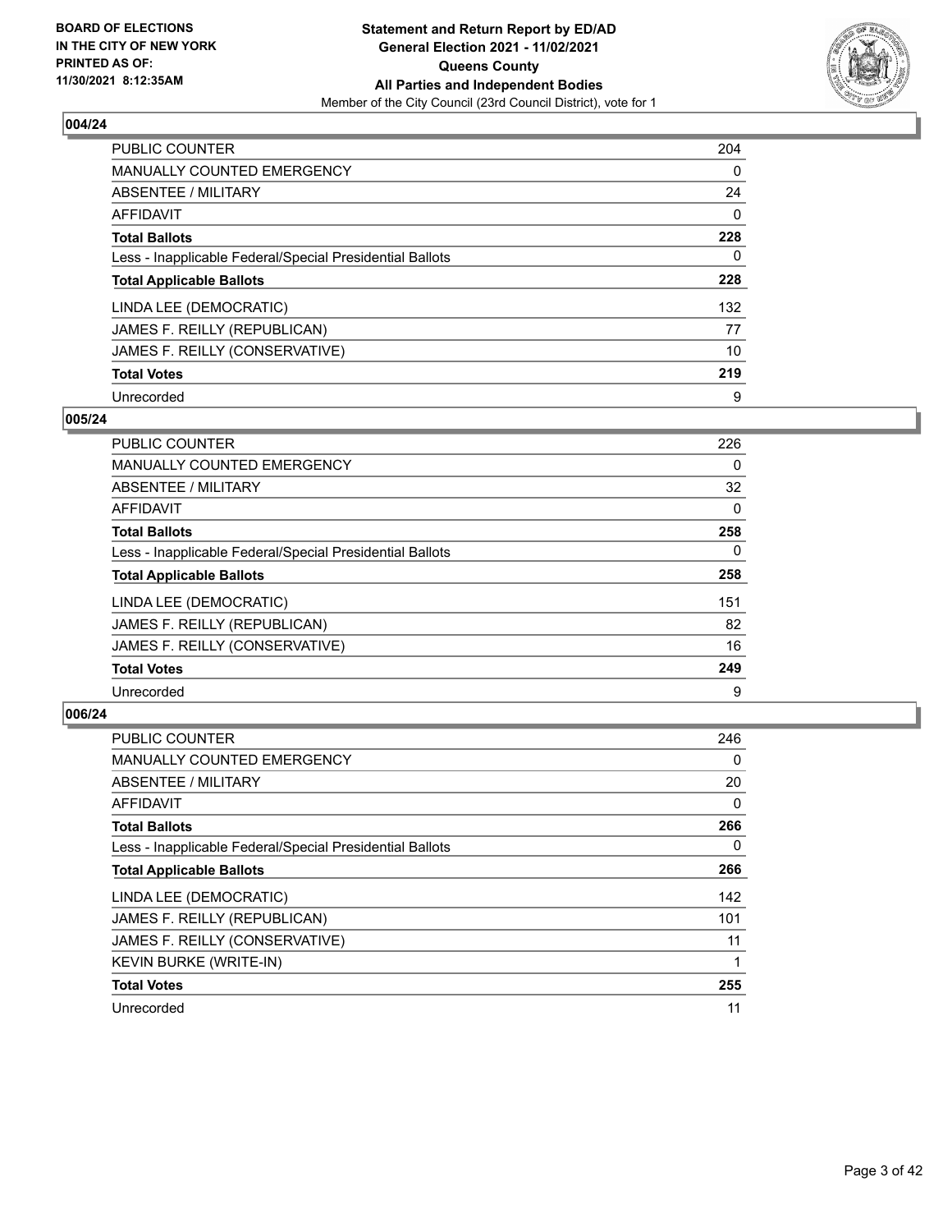**BOARD OF ELECTIONS IN THE CITY OF NEW YORK PRINTED AS OF: 11/30/2021 8:12:35AM**

**Statement and Return Report by ED/AD General Election 2021 - 11/02/2021 Queens County All Parties and Independent Bodies**

Member of the City Council (23rd Council District), vote for 1

## 004/24

| | |
|---|---|
| PUBLIC COUNTER | 204 |
| MANUALLY COUNTED EMERGENCY | 0 |
| ABSENTEE / MILITARY | 24 |
| AFFIDAVIT | 0 |
| **Total Ballots** | **228** |
| Less - Inapplicable Federal/Special Presidential Ballots | 0 |
| **Total Applicable Ballots** | **228** |
| LINDA LEE (DEMOCRATIC) | 132 |
| JAMES F. REILLY (REPUBLICAN) | 77 |
| JAMES F. REILLY (CONSERVATIVE) | 10 |
| **Total Votes** | **219** |
| Unrecorded | 9 |

## 005/24

| | |
|---|---|
| PUBLIC COUNTER | 226 |
| MANUALLY COUNTED EMERGENCY | 0 |
| ABSENTEE / MILITARY | 32 |
| AFFIDAVIT | 0 |
| **Total Ballots** | **258** |
| Less - Inapplicable Federal/Special Presidential Ballots | 0 |
| **Total Applicable Ballots** | **258** |
| LINDA LEE (DEMOCRATIC) | 151 |
| JAMES F. REILLY (REPUBLICAN) | 82 |
| JAMES F. REILLY (CONSERVATIVE) | 16 |
| **Total Votes** | **249** |
| Unrecorded | 9 |

## 006/24

| | |
|---|---|
| PUBLIC COUNTER | 246 |
| MANUALLY COUNTED EMERGENCY | 0 |
| ABSENTEE / MILITARY | 20 |
| AFFIDAVIT | 0 |
| **Total Ballots** | **266** |
| Less - Inapplicable Federal/Special Presidential Ballots | 0 |
| **Total Applicable Ballots** | **266** |
| LINDA LEE (DEMOCRATIC) | 142 |
| JAMES F. REILLY (REPUBLICAN) | 101 |
| JAMES F. REILLY (CONSERVATIVE) | 11 |
| KEVIN BURKE (WRITE-IN) | 1 |
| **Total Votes** | **255** |
| Unrecorded | 11 |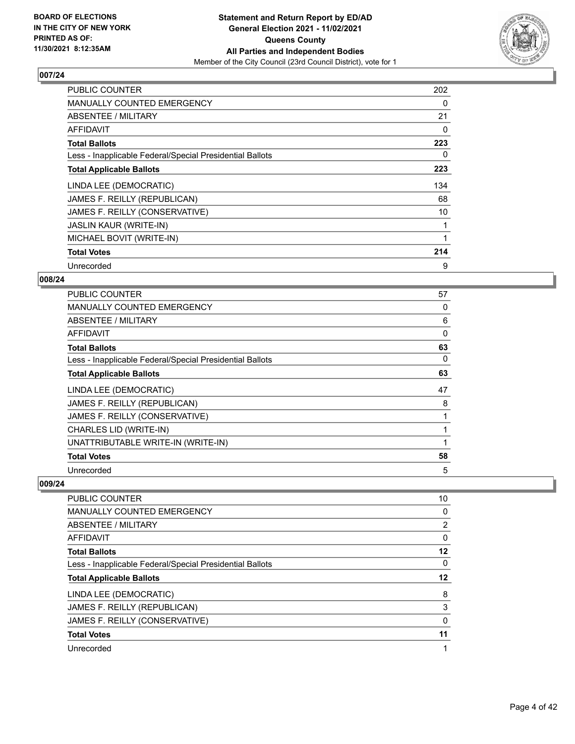## 007/24

| | |
|---|---|
| PUBLIC COUNTER | 202 |
| MANUALLY COUNTED EMERGENCY | 0 |
| ABSENTEE / MILITARY | 21 |
| AFFIDAVIT | 0 |
| **Total Ballots** | **223** |
| Less - Inapplicable Federal/Special Presidential Ballots | 0 |
| **Total Applicable Ballots** | **223** |
| LINDA LEE (DEMOCRATIC) | 134 |
| JAMES F. REILLY (REPUBLICAN) | 68 |
| JAMES F. REILLY (CONSERVATIVE) | 10 |
| JASLIN KAUR (WRITE-IN) | 1 |
| MICHAEL BOVIT (WRITE-IN) | 1 |
| **Total Votes** | **214** |
| Unrecorded | 9 |

## 008/24

| | |
|---|---|
| PUBLIC COUNTER | 57 |
| MANUALLY COUNTED EMERGENCY | 0 |
| ABSENTEE / MILITARY | 6 |
| AFFIDAVIT | 0 |
| **Total Ballots** | **63** |
| Less - Inapplicable Federal/Special Presidential Ballots | 0 |
| **Total Applicable Ballots** | **63** |
| LINDA LEE (DEMOCRATIC) | 47 |
| JAMES F. REILLY (REPUBLICAN) | 8 |
| JAMES F. REILLY (CONSERVATIVE) | 1 |
| CHARLES LID (WRITE-IN) | 1 |
| UNATTRIBUTABLE WRITE-IN (WRITE-IN) | 1 |
| **Total Votes** | **58** |
| Unrecorded | 5 |

## 009/24

| | |
|---|---|
| PUBLIC COUNTER | 10 |
| MANUALLY COUNTED EMERGENCY | 0 |
| ABSENTEE / MILITARY | 2 |
| AFFIDAVIT | 0 |
| **Total Ballots** | **12** |
| Less - Inapplicable Federal/Special Presidential Ballots | 0 |
| **Total Applicable Ballots** | **12** |
| LINDA LEE (DEMOCRATIC) | 8 |
| JAMES F. REILLY (REPUBLICAN) | 3 |
| JAMES F. REILLY (CONSERVATIVE) | 0 |
| **Total Votes** | **11** |
| Unrecorded | 1 |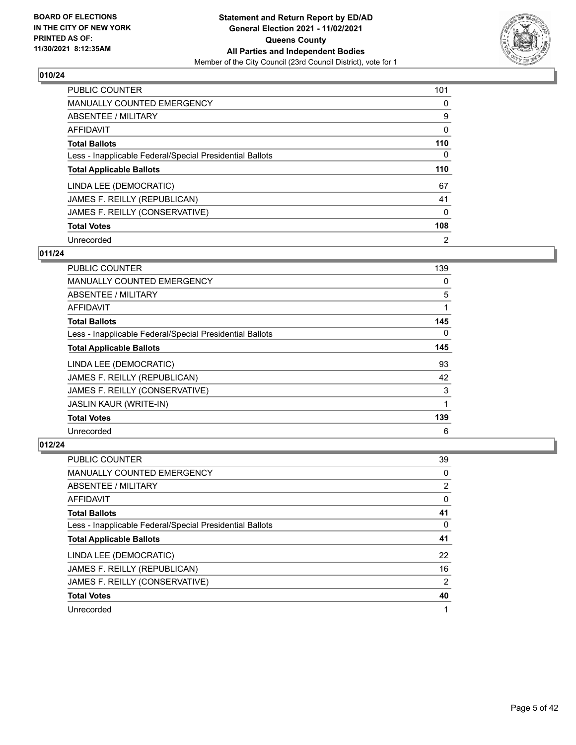## 010/24

| | |
|---|---|
| PUBLIC COUNTER | 101 |
| MANUALLY COUNTED EMERGENCY | 0 |
| ABSENTEE / MILITARY | 9 |
| AFFIDAVIT | 0 |
| **Total Ballots** | **110** |
| Less - Inapplicable Federal/Special Presidential Ballots | 0 |
| **Total Applicable Ballots** | **110** |
| LINDA LEE (DEMOCRATIC) | 67 |
| JAMES F. REILLY (REPUBLICAN) | 41 |
| JAMES F. REILLY (CONSERVATIVE) | 0 |
| **Total Votes** | **108** |
| Unrecorded | 2 |

## 011/24

| | |
|---|---|
| PUBLIC COUNTER | 139 |
| MANUALLY COUNTED EMERGENCY | 0 |
| ABSENTEE / MILITARY | 5 |
| AFFIDAVIT | 1 |
| **Total Ballots** | **145** |
| Less - Inapplicable Federal/Special Presidential Ballots | 0 |
| **Total Applicable Ballots** | **145** |
| LINDA LEE (DEMOCRATIC) | 93 |
| JAMES F. REILLY (REPUBLICAN) | 42 |
| JAMES F. REILLY (CONSERVATIVE) | 3 |
| JASLIN KAUR (WRITE-IN) | 1 |
| **Total Votes** | **139** |
| Unrecorded | 6 |

## 012/24

| | |
|---|---|
| PUBLIC COUNTER | 39 |
| MANUALLY COUNTED EMERGENCY | 0 |
| ABSENTEE / MILITARY | 2 |
| AFFIDAVIT | 0 |
| **Total Ballots** | **41** |
| Less - Inapplicable Federal/Special Presidential Ballots | 0 |
| **Total Applicable Ballots** | **41** |
| LINDA LEE (DEMOCRATIC) | 22 |
| JAMES F. REILLY (REPUBLICAN) | 16 |
| JAMES F. REILLY (CONSERVATIVE) | 2 |
| **Total Votes** | **40** |
| Unrecorded | 1 |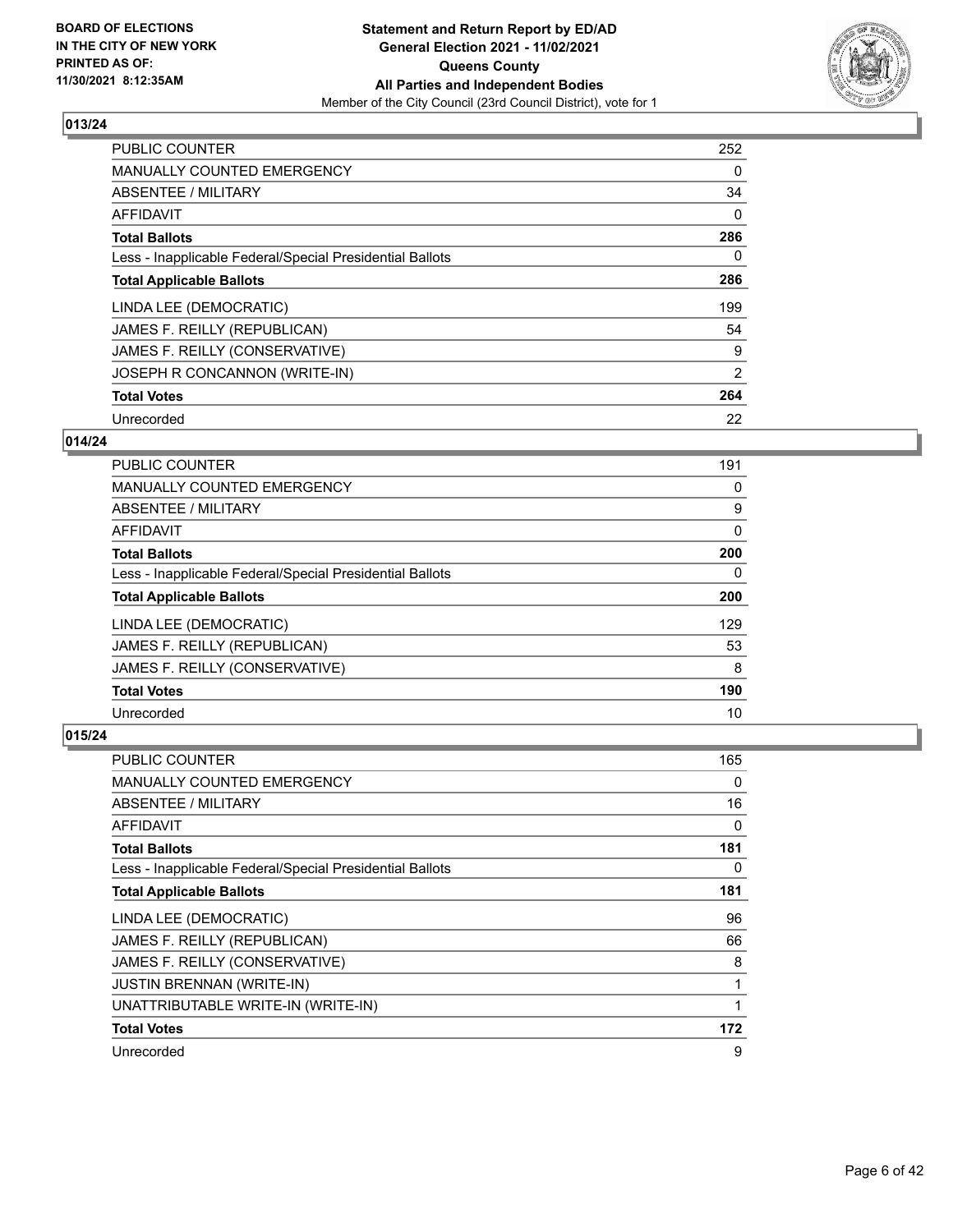## 013/24

| | |
|---|---|
| PUBLIC COUNTER | 252 |
| MANUALLY COUNTED EMERGENCY | 0 |
| ABSENTEE / MILITARY | 34 |
| AFFIDAVIT | 0 |
| **Total Ballots** | **286** |
| Less - Inapplicable Federal/Special Presidential Ballots | 0 |
| **Total Applicable Ballots** | **286** |
| LINDA LEE (DEMOCRATIC) | 199 |
| JAMES F. REILLY (REPUBLICAN) | 54 |
| JAMES F. REILLY (CONSERVATIVE) | 9 |
| JOSEPH R CONCANNON (WRITE-IN) | 2 |
| **Total Votes** | **264** |
| Unrecorded | 22 |

## 014/24

| | |
|---|---|
| PUBLIC COUNTER | 191 |
| MANUALLY COUNTED EMERGENCY | 0 |
| ABSENTEE / MILITARY | 9 |
| AFFIDAVIT | 0 |
| **Total Ballots** | **200** |
| Less - Inapplicable Federal/Special Presidential Ballots | 0 |
| **Total Applicable Ballots** | **200** |
| LINDA LEE (DEMOCRATIC) | 129 |
| JAMES F. REILLY (REPUBLICAN) | 53 |
| JAMES F. REILLY (CONSERVATIVE) | 8 |
| **Total Votes** | **190** |
| Unrecorded | 10 |

## 015/24

| | |
|---|---|
| PUBLIC COUNTER | 165 |
| MANUALLY COUNTED EMERGENCY | 0 |
| ABSENTEE / MILITARY | 16 |
| AFFIDAVIT | 0 |
| **Total Ballots** | **181** |
| Less - Inapplicable Federal/Special Presidential Ballots | 0 |
| **Total Applicable Ballots** | **181** |
| LINDA LEE (DEMOCRATIC) | 96 |
| JAMES F. REILLY (REPUBLICAN) | 66 |
| JAMES F. REILLY (CONSERVATIVE) | 8 |
| JUSTIN BRENNAN (WRITE-IN) | 1 |
| UNATTRIBUTABLE WRITE-IN (WRITE-IN) | 1 |
| **Total Votes** | **172** |
| Unrecorded | 9 |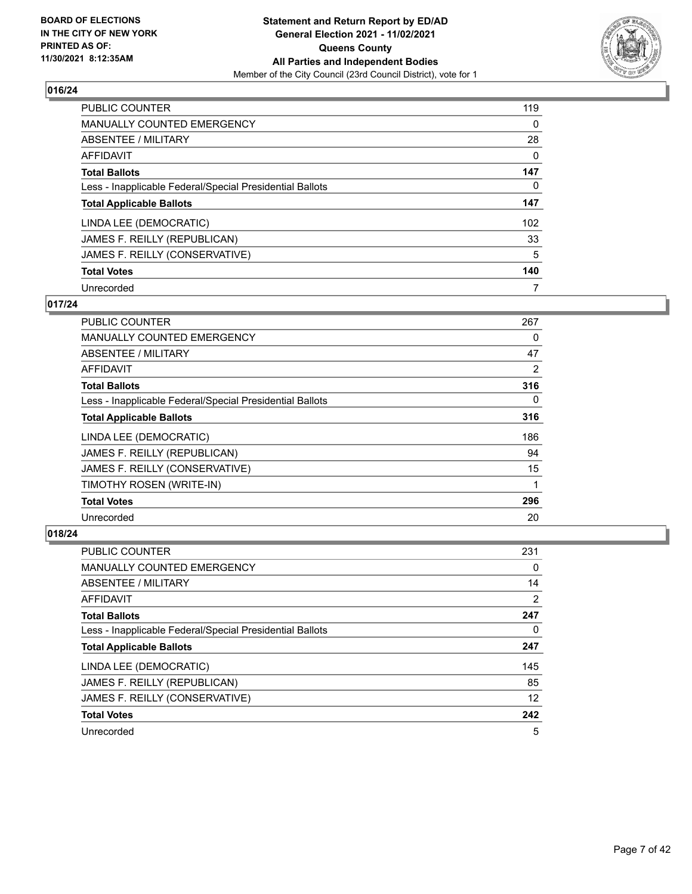## 016/24

| | |
|---|---|
| PUBLIC COUNTER | 119 |
| MANUALLY COUNTED EMERGENCY | 0 |
| ABSENTEE / MILITARY | 28 |
| AFFIDAVIT | 0 |
| **Total Ballots** | **147** |
| Less - Inapplicable Federal/Special Presidential Ballots | 0 |
| **Total Applicable Ballots** | **147** |
| LINDA LEE (DEMOCRATIC) | 102 |
| JAMES F. REILLY (REPUBLICAN) | 33 |
| JAMES F. REILLY (CONSERVATIVE) | 5 |
| **Total Votes** | **140** |
| Unrecorded | 7 |

## 017/24

| | |
|---|---|
| PUBLIC COUNTER | 267 |
| MANUALLY COUNTED EMERGENCY | 0 |
| ABSENTEE / MILITARY | 47 |
| AFFIDAVIT | 2 |
| **Total Ballots** | **316** |
| Less - Inapplicable Federal/Special Presidential Ballots | 0 |
| **Total Applicable Ballots** | **316** |
| LINDA LEE (DEMOCRATIC) | 186 |
| JAMES F. REILLY (REPUBLICAN) | 94 |
| JAMES F. REILLY (CONSERVATIVE) | 15 |
| TIMOTHY ROSEN (WRITE-IN) | 1 |
| **Total Votes** | **296** |
| Unrecorded | 20 |

## 018/24

| | |
|---|---|
| PUBLIC COUNTER | 231 |
| MANUALLY COUNTED EMERGENCY | 0 |
| ABSENTEE / MILITARY | 14 |
| AFFIDAVIT | 2 |
| **Total Ballots** | **247** |
| Less - Inapplicable Federal/Special Presidential Ballots | 0 |
| **Total Applicable Ballots** | **247** |
| LINDA LEE (DEMOCRATIC) | 145 |
| JAMES F. REILLY (REPUBLICAN) | 85 |
| JAMES F. REILLY (CONSERVATIVE) | 12 |
| **Total Votes** | **242** |
| Unrecorded | 5 |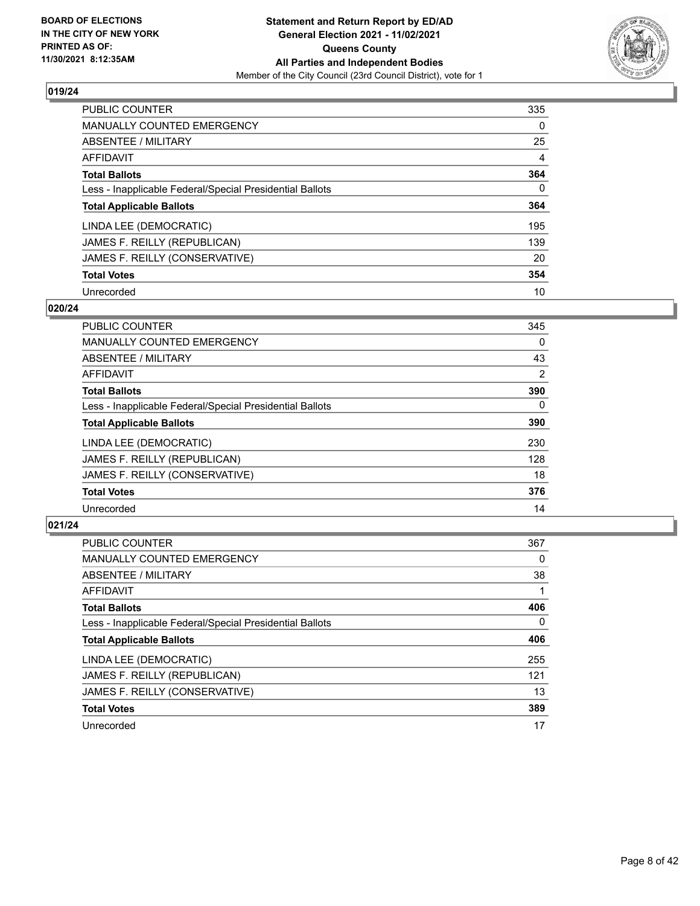## 019/24

| | |
|---|---|
| PUBLIC COUNTER | 335 |
| MANUALLY COUNTED EMERGENCY | 0 |
| ABSENTEE / MILITARY | 25 |
| AFFIDAVIT | 4 |
| **Total Ballots** | **364** |
| Less - Inapplicable Federal/Special Presidential Ballots | 0 |
| **Total Applicable Ballots** | **364** |
| LINDA LEE (DEMOCRATIC) | 195 |
| JAMES F. REILLY (REPUBLICAN) | 139 |
| JAMES F. REILLY (CONSERVATIVE) | 20 |
| **Total Votes** | **354** |
| Unrecorded | 10 |

## 020/24

| | |
|---|---|
| PUBLIC COUNTER | 345 |
| MANUALLY COUNTED EMERGENCY | 0 |
| ABSENTEE / MILITARY | 43 |
| AFFIDAVIT | 2 |
| **Total Ballots** | **390** |
| Less - Inapplicable Federal/Special Presidential Ballots | 0 |
| **Total Applicable Ballots** | **390** |
| LINDA LEE (DEMOCRATIC) | 230 |
| JAMES F. REILLY (REPUBLICAN) | 128 |
| JAMES F. REILLY (CONSERVATIVE) | 18 |
| **Total Votes** | **376** |
| Unrecorded | 14 |

## 021/24

| | |
|---|---|
| PUBLIC COUNTER | 367 |
| MANUALLY COUNTED EMERGENCY | 0 |
| ABSENTEE / MILITARY | 38 |
| AFFIDAVIT | 1 |
| **Total Ballots** | **406** |
| Less - Inapplicable Federal/Special Presidential Ballots | 0 |
| **Total Applicable Ballots** | **406** |
| LINDA LEE (DEMOCRATIC) | 255 |
| JAMES F. REILLY (REPUBLICAN) | 121 |
| JAMES F. REILLY (CONSERVATIVE) | 13 |
| **Total Votes** | **389** |
| Unrecorded | 17 |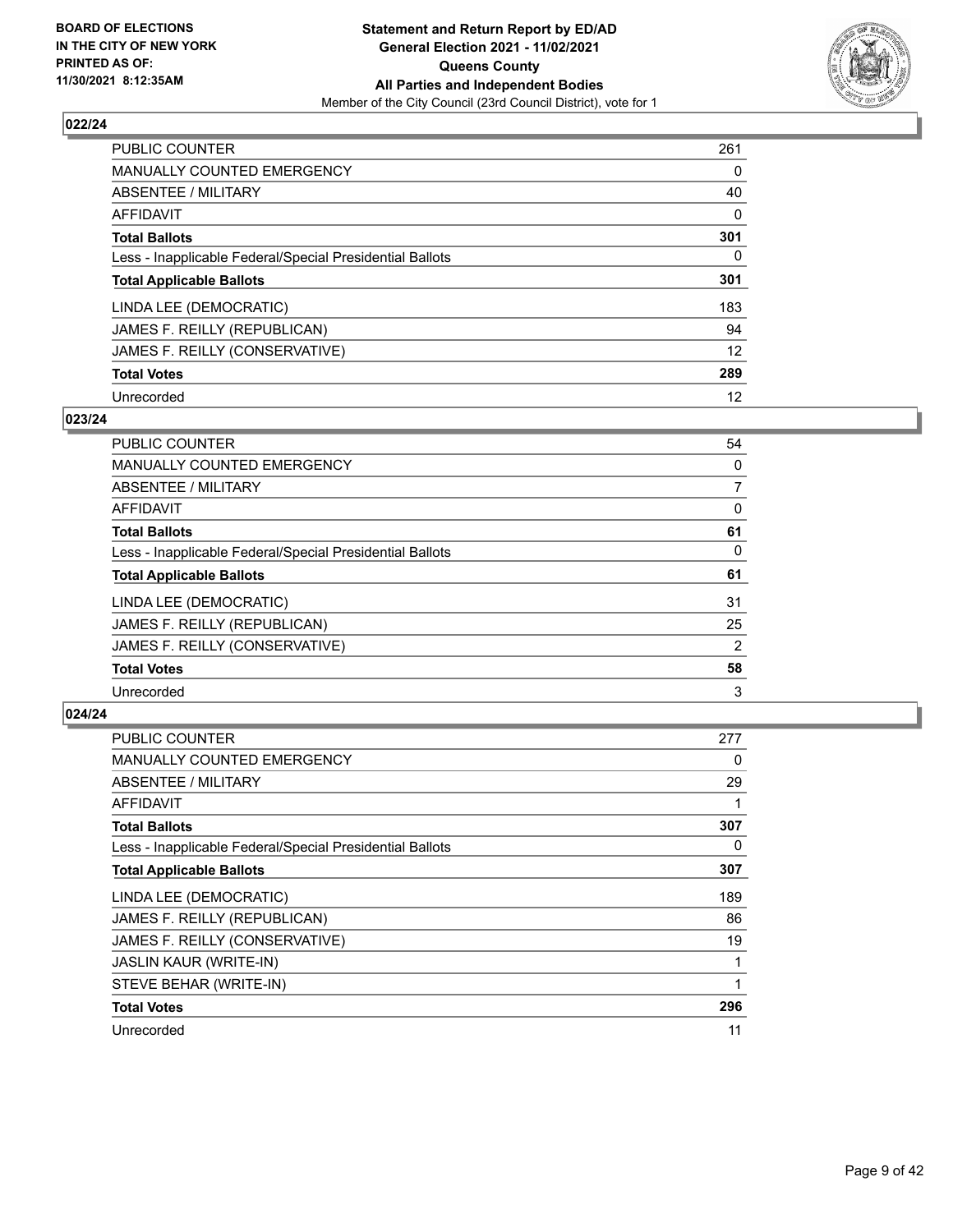## 022/24

| | |
|---|---|
| PUBLIC COUNTER | 261 |
| MANUALLY COUNTED EMERGENCY | 0 |
| ABSENTEE / MILITARY | 40 |
| AFFIDAVIT | 0 |
| **Total Ballots** | **301** |
| Less - Inapplicable Federal/Special Presidential Ballots | 0 |
| **Total Applicable Ballots** | **301** |
| LINDA LEE (DEMOCRATIC) | 183 |
| JAMES F. REILLY (REPUBLICAN) | 94 |
| JAMES F. REILLY (CONSERVATIVE) | 12 |
| **Total Votes** | **289** |
| Unrecorded | 12 |

## 023/24

| | |
|---|---|
| PUBLIC COUNTER | 54 |
| MANUALLY COUNTED EMERGENCY | 0 |
| ABSENTEE / MILITARY | 7 |
| AFFIDAVIT | 0 |
| **Total Ballots** | **61** |
| Less - Inapplicable Federal/Special Presidential Ballots | 0 |
| **Total Applicable Ballots** | **61** |
| LINDA LEE (DEMOCRATIC) | 31 |
| JAMES F. REILLY (REPUBLICAN) | 25 |
| JAMES F. REILLY (CONSERVATIVE) | 2 |
| **Total Votes** | **58** |
| Unrecorded | 3 |

## 024/24

| | |
|---|---|
| PUBLIC COUNTER | 277 |
| MANUALLY COUNTED EMERGENCY | 0 |
| ABSENTEE / MILITARY | 29 |
| AFFIDAVIT | 1 |
| **Total Ballots** | **307** |
| Less - Inapplicable Federal/Special Presidential Ballots | 0 |
| **Total Applicable Ballots** | **307** |
| LINDA LEE (DEMOCRATIC) | 189 |
| JAMES F. REILLY (REPUBLICAN) | 86 |
| JAMES F. REILLY (CONSERVATIVE) | 19 |
| JASLIN KAUR (WRITE-IN) | 1 |
| STEVE BEHAR (WRITE-IN) | 1 |
| **Total Votes** | **296** |
| Unrecorded | 11 |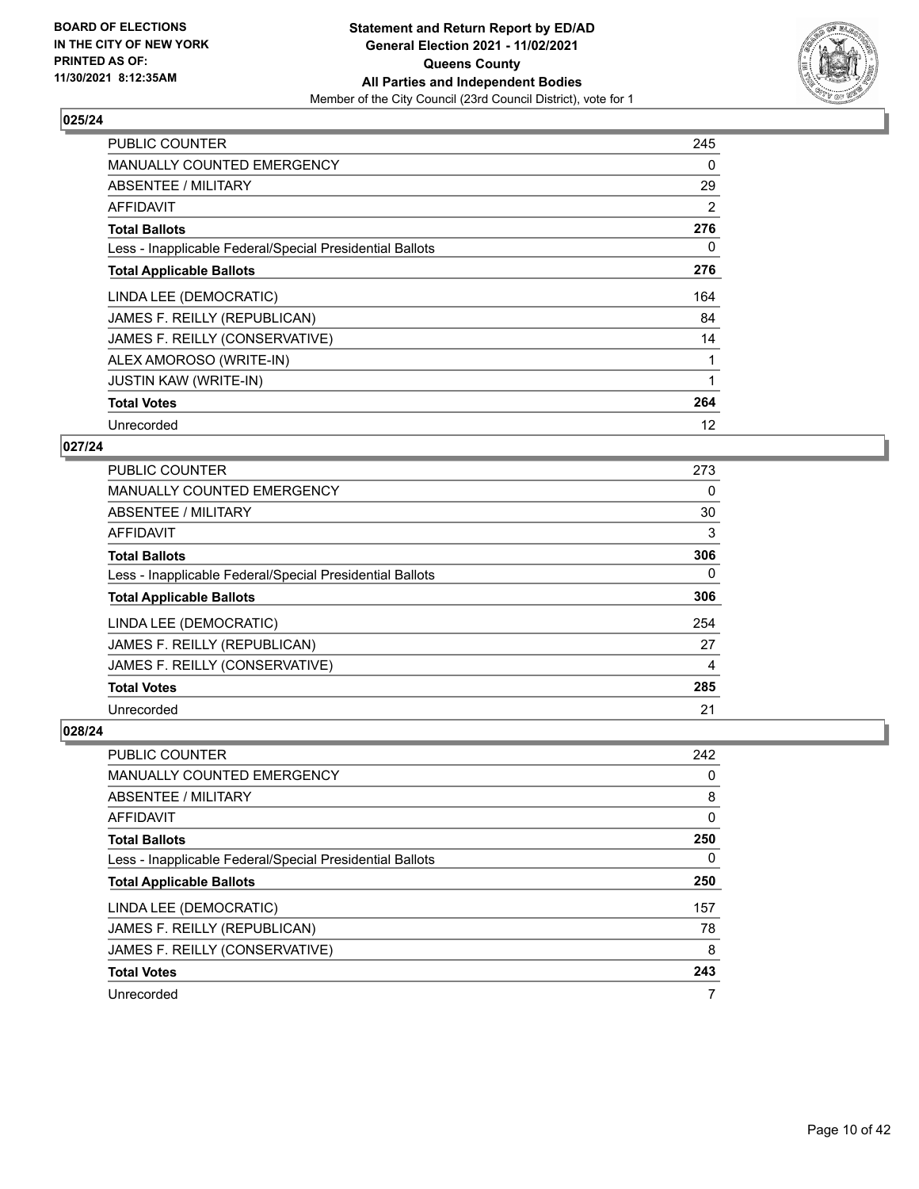**BOARD OF ELECTIONS IN THE CITY OF NEW YORK PRINTED AS OF: 11/30/2021 8:12:35AM**

**Statement and Return Report by ED/AD General Election 2021 - 11/02/2021 Queens County All Parties and Independent Bodies**

Member of the City Council (23rd Council District), vote for 1

## 025/24

| | |
|---|---|
| PUBLIC COUNTER | 245 |
| MANUALLY COUNTED EMERGENCY | 0 |
| ABSENTEE / MILITARY | 29 |
| AFFIDAVIT | 2 |
| **Total Ballots** | **276** |
| Less - Inapplicable Federal/Special Presidential Ballots | 0 |
| **Total Applicable Ballots** | **276** |
| LINDA LEE (DEMOCRATIC) | 164 |
| JAMES F. REILLY (REPUBLICAN) | 84 |
| JAMES F. REILLY (CONSERVATIVE) | 14 |
| ALEX AMOROSO (WRITE-IN) | 1 |
| JUSTIN KAW (WRITE-IN) | 1 |
| **Total Votes** | **264** |
| Unrecorded | 12 |

## 027/24

| | |
|---|---|
| PUBLIC COUNTER | 273 |
| MANUALLY COUNTED EMERGENCY | 0 |
| ABSENTEE / MILITARY | 30 |
| AFFIDAVIT | 3 |
| **Total Ballots** | **306** |
| Less - Inapplicable Federal/Special Presidential Ballots | 0 |
| **Total Applicable Ballots** | **306** |
| LINDA LEE (DEMOCRATIC) | 254 |
| JAMES F. REILLY (REPUBLICAN) | 27 |
| JAMES F. REILLY (CONSERVATIVE) | 4 |
| **Total Votes** | **285** |
| Unrecorded | 21 |

## 028/24

| | |
|---|---|
| PUBLIC COUNTER | 242 |
| MANUALLY COUNTED EMERGENCY | 0 |
| ABSENTEE / MILITARY | 8 |
| AFFIDAVIT | 0 |
| **Total Ballots** | **250** |
| Less - Inapplicable Federal/Special Presidential Ballots | 0 |
| **Total Applicable Ballots** | **250** |
| LINDA LEE (DEMOCRATIC) | 157 |
| JAMES F. REILLY (REPUBLICAN) | 78 |
| JAMES F. REILLY (CONSERVATIVE) | 8 |
| **Total Votes** | **243** |
| Unrecorded | 7 |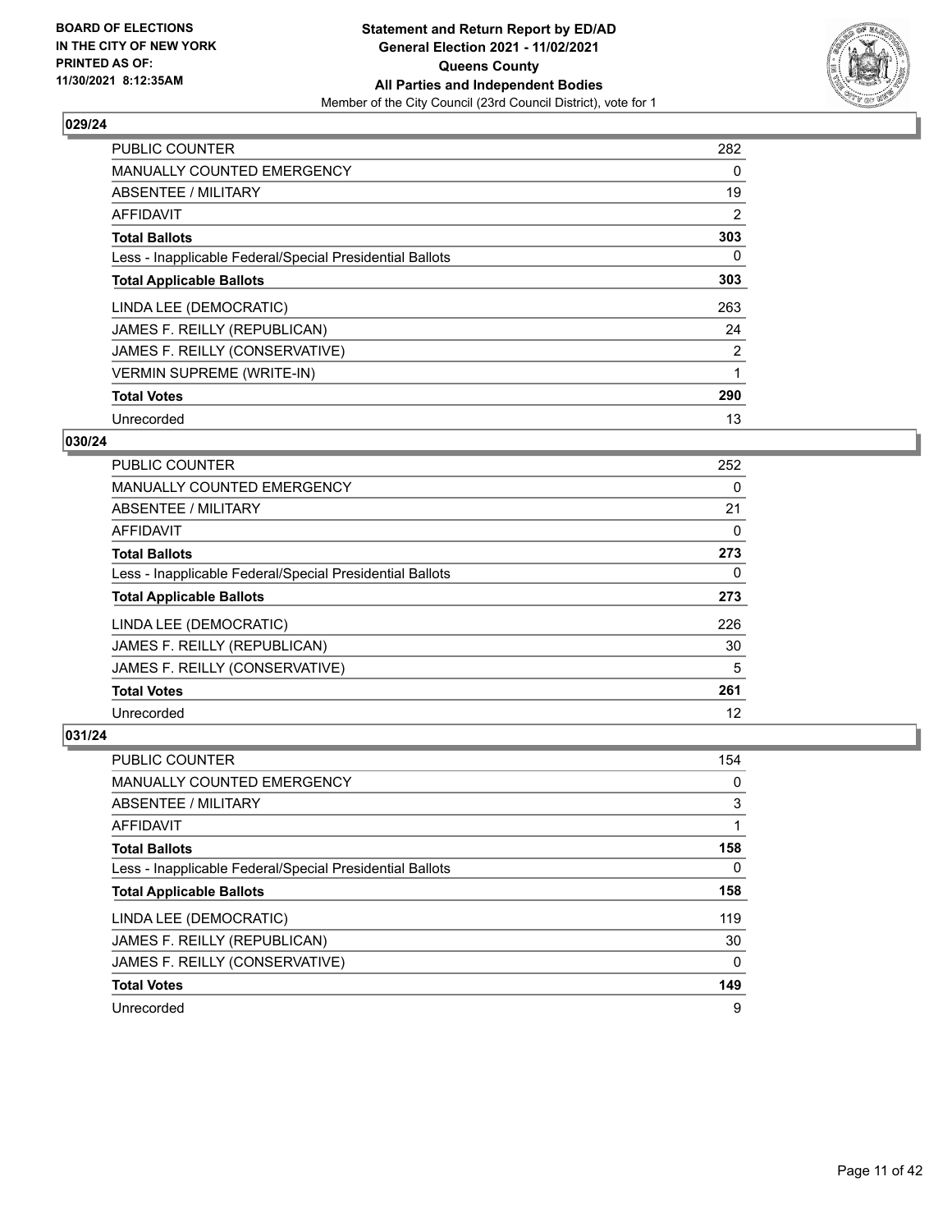**BOARD OF ELECTIONS IN THE CITY OF NEW YORK PRINTED AS OF: 11/30/2021 8:12:35AM**

**Statement and Return Report by ED/AD General Election 2021 - 11/02/2021 Queens County All Parties and Independent Bodies**
Member of the City Council (23rd Council District), vote for 1

## 029/24

| | |
|---|---|
| PUBLIC COUNTER | 282 |
| MANUALLY COUNTED EMERGENCY | 0 |
| ABSENTEE / MILITARY | 19 |
| AFFIDAVIT | 2 |
| **Total Ballots** | **303** |
| Less - Inapplicable Federal/Special Presidential Ballots | 0 |
| **Total Applicable Ballots** | **303** |
| LINDA LEE (DEMOCRATIC) | 263 |
| JAMES F. REILLY (REPUBLICAN) | 24 |
| JAMES F. REILLY (CONSERVATIVE) | 2 |
| VERMIN SUPREME (WRITE-IN) | 1 |
| **Total Votes** | **290** |
| Unrecorded | 13 |

## 030/24

| | |
|---|---|
| PUBLIC COUNTER | 252 |
| MANUALLY COUNTED EMERGENCY | 0 |
| ABSENTEE / MILITARY | 21 |
| AFFIDAVIT | 0 |
| **Total Ballots** | **273** |
| Less - Inapplicable Federal/Special Presidential Ballots | 0 |
| **Total Applicable Ballots** | **273** |
| LINDA LEE (DEMOCRATIC) | 226 |
| JAMES F. REILLY (REPUBLICAN) | 30 |
| JAMES F. REILLY (CONSERVATIVE) | 5 |
| **Total Votes** | **261** |
| Unrecorded | 12 |

## 031/24

| | |
|---|---|
| PUBLIC COUNTER | 154 |
| MANUALLY COUNTED EMERGENCY | 0 |
| ABSENTEE / MILITARY | 3 |
| AFFIDAVIT | 1 |
| **Total Ballots** | **158** |
| Less - Inapplicable Federal/Special Presidential Ballots | 0 |
| **Total Applicable Ballots** | **158** |
| LINDA LEE (DEMOCRATIC) | 119 |
| JAMES F. REILLY (REPUBLICAN) | 30 |
| JAMES F. REILLY (CONSERVATIVE) | 0 |
| **Total Votes** | **149** |
| Unrecorded | 9 |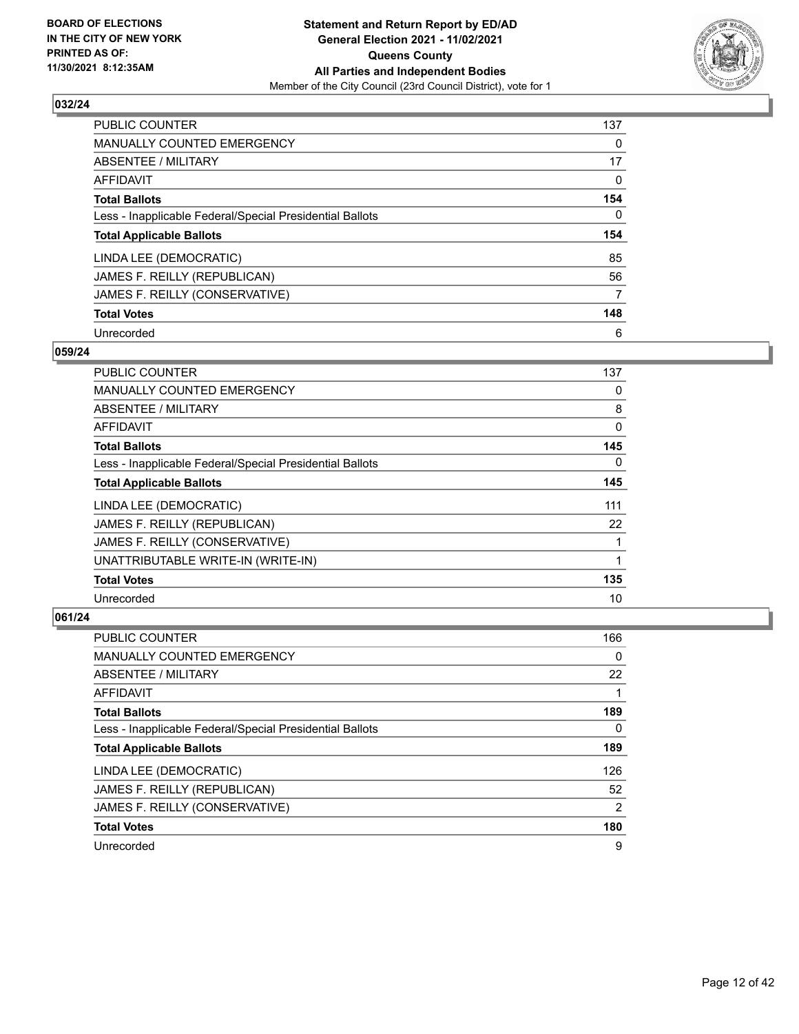## 032/24

| | |
|---|---|
| PUBLIC COUNTER | 137 |
| MANUALLY COUNTED EMERGENCY | 0 |
| ABSENTEE / MILITARY | 17 |
| AFFIDAVIT | 0 |
| **Total Ballots** | **154** |
| Less - Inapplicable Federal/Special Presidential Ballots | 0 |
| **Total Applicable Ballots** | **154** |
| LINDA LEE (DEMOCRATIC) | 85 |
| JAMES F. REILLY (REPUBLICAN) | 56 |
| JAMES F. REILLY (CONSERVATIVE) | 7 |
| **Total Votes** | **148** |
| Unrecorded | 6 |

## 059/24

| | |
|---|---|
| PUBLIC COUNTER | 137 |
| MANUALLY COUNTED EMERGENCY | 0 |
| ABSENTEE / MILITARY | 8 |
| AFFIDAVIT | 0 |
| **Total Ballots** | **145** |
| Less - Inapplicable Federal/Special Presidential Ballots | 0 |
| **Total Applicable Ballots** | **145** |
| LINDA LEE (DEMOCRATIC) | 111 |
| JAMES F. REILLY (REPUBLICAN) | 22 |
| JAMES F. REILLY (CONSERVATIVE) | 1 |
| UNATTRIBUTABLE WRITE-IN (WRITE-IN) | 1 |
| **Total Votes** | **135** |
| Unrecorded | 10 |

## 061/24

| | |
|---|---|
| PUBLIC COUNTER | 166 |
| MANUALLY COUNTED EMERGENCY | 0 |
| ABSENTEE / MILITARY | 22 |
| AFFIDAVIT | 1 |
| **Total Ballots** | **189** |
| Less - Inapplicable Federal/Special Presidential Ballots | 0 |
| **Total Applicable Ballots** | **189** |
| LINDA LEE (DEMOCRATIC) | 126 |
| JAMES F. REILLY (REPUBLICAN) | 52 |
| JAMES F. REILLY (CONSERVATIVE) | 2 |
| **Total Votes** | **180** |
| Unrecorded | 9 |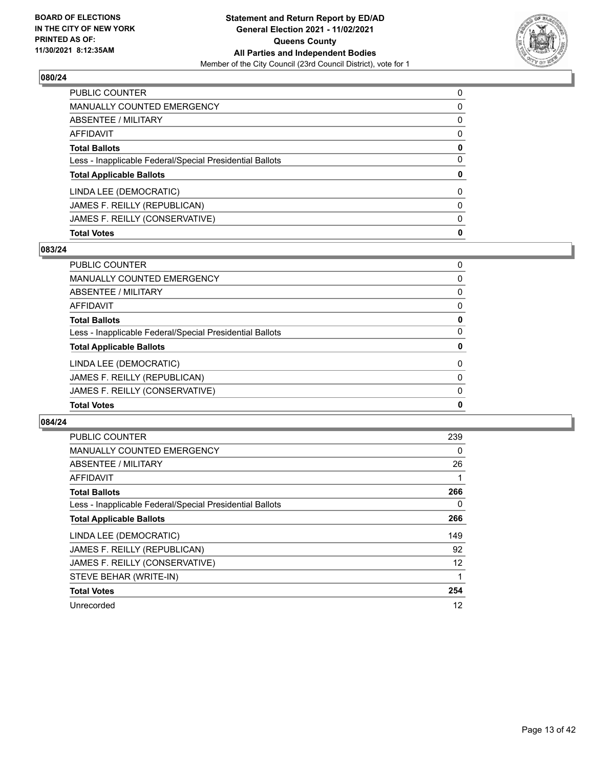**BOARD OF ELECTIONS IN THE CITY OF NEW YORK PRINTED AS OF: 11/30/2021 8:12:35AM**

**Statement and Return Report by ED/AD General Election 2021 - 11/02/2021 Queens County All Parties and Independent Bodies**

Member of the City Council (23rd Council District), vote for 1

## 080/24

| | |
|---|---|
| PUBLIC COUNTER | 0 |
| MANUALLY COUNTED EMERGENCY | 0 |
| ABSENTEE / MILITARY | 0 |
| AFFIDAVIT | 0 |
| **Total Ballots** | **0** |
| Less - Inapplicable Federal/Special Presidential Ballots | 0 |
| **Total Applicable Ballots** | **0** |
| LINDA LEE (DEMOCRATIC) | 0 |
| JAMES F. REILLY (REPUBLICAN) | 0 |
| JAMES F. REILLY (CONSERVATIVE) | 0 |
| **Total Votes** | **0** |

## 083/24

| | |
|---|---|
| PUBLIC COUNTER | 0 |
| MANUALLY COUNTED EMERGENCY | 0 |
| ABSENTEE / MILITARY | 0 |
| AFFIDAVIT | 0 |
| **Total Ballots** | **0** |
| Less - Inapplicable Federal/Special Presidential Ballots | 0 |
| **Total Applicable Ballots** | **0** |
| LINDA LEE (DEMOCRATIC) | 0 |
| JAMES F. REILLY (REPUBLICAN) | 0 |
| JAMES F. REILLY (CONSERVATIVE) | 0 |
| **Total Votes** | **0** |

## 084/24

| | |
|---|---|
| PUBLIC COUNTER | 239 |
| MANUALLY COUNTED EMERGENCY | 0 |
| ABSENTEE / MILITARY | 26 |
| AFFIDAVIT | 1 |
| **Total Ballots** | **266** |
| Less - Inapplicable Federal/Special Presidential Ballots | 0 |
| **Total Applicable Ballots** | **266** |
| LINDA LEE (DEMOCRATIC) | 149 |
| JAMES F. REILLY (REPUBLICAN) | 92 |
| JAMES F. REILLY (CONSERVATIVE) | 12 |
| STEVE BEHAR (WRITE-IN) | 1 |
| **Total Votes** | **254** |
| Unrecorded | 12 |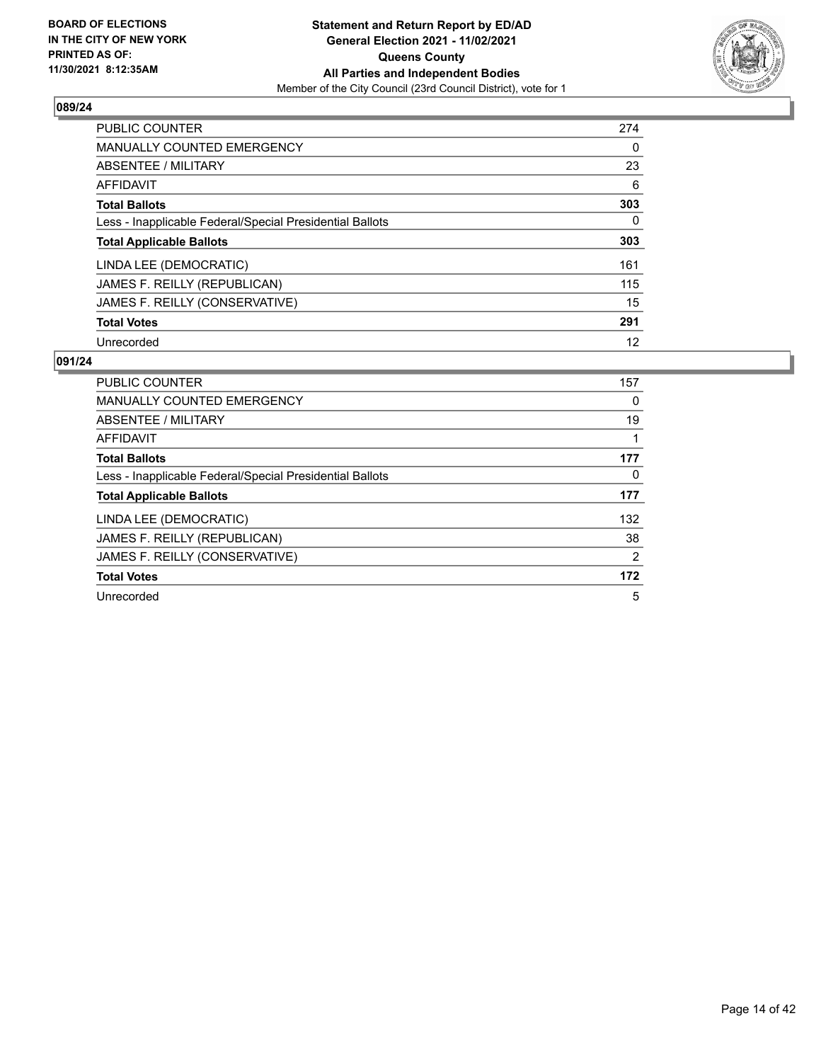**BOARD OF ELECTIONS IN THE CITY OF NEW YORK PRINTED AS OF: 11/30/2021 8:12:35AM**

**Statement and Return Report by ED/AD General Election 2021 - 11/02/2021 Queens County All Parties and Independent Bodies**
Member of the City Council (23rd Council District), vote for 1

## 089/24

| | |
|---|---|
| PUBLIC COUNTER | 274 |
| MANUALLY COUNTED EMERGENCY | 0 |
| ABSENTEE / MILITARY | 23 |
| AFFIDAVIT | 6 |
| **Total Ballots** | **303** |
| Less - Inapplicable Federal/Special Presidential Ballots | 0 |
| **Total Applicable Ballots** | **303** |
| LINDA LEE (DEMOCRATIC) | 161 |
| JAMES F. REILLY (REPUBLICAN) | 115 |
| JAMES F. REILLY (CONSERVATIVE) | 15 |
| **Total Votes** | **291** |
| Unrecorded | 12 |

## 091/24

| | |
|---|---|
| PUBLIC COUNTER | 157 |
| MANUALLY COUNTED EMERGENCY | 0 |
| ABSENTEE / MILITARY | 19 |
| AFFIDAVIT | 1 |
| **Total Ballots** | **177** |
| Less - Inapplicable Federal/Special Presidential Ballots | 0 |
| **Total Applicable Ballots** | **177** |
| LINDA LEE (DEMOCRATIC) | 132 |
| JAMES F. REILLY (REPUBLICAN) | 38 |
| JAMES F. REILLY (CONSERVATIVE) | 2 |
| **Total Votes** | **172** |
| Unrecorded | 5 |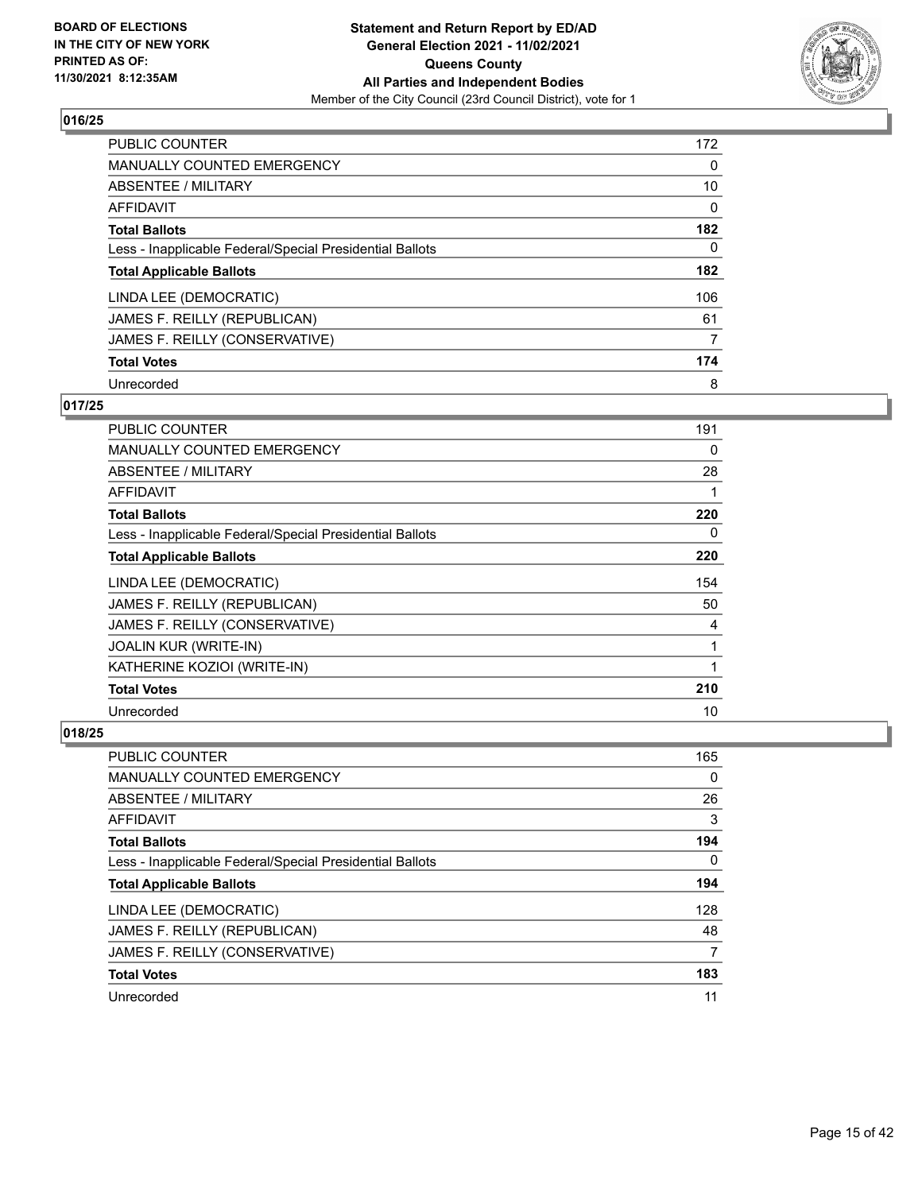## 016/25

| | |
|---|---|
| PUBLIC COUNTER | 172 |
| MANUALLY COUNTED EMERGENCY | 0 |
| ABSENTEE / MILITARY | 10 |
| AFFIDAVIT | 0 |
| **Total Ballots** | **182** |
| Less - Inapplicable Federal/Special Presidential Ballots | 0 |
| **Total Applicable Ballots** | **182** |
| LINDA LEE (DEMOCRATIC) | 106 |
| JAMES F. REILLY (REPUBLICAN) | 61 |
| JAMES F. REILLY (CONSERVATIVE) | 7 |
| **Total Votes** | **174** |
| Unrecorded | 8 |

## 017/25

| | |
|---|---|
| PUBLIC COUNTER | 191 |
| MANUALLY COUNTED EMERGENCY | 0 |
| ABSENTEE / MILITARY | 28 |
| AFFIDAVIT | 1 |
| **Total Ballots** | **220** |
| Less - Inapplicable Federal/Special Presidential Ballots | 0 |
| **Total Applicable Ballots** | **220** |
| LINDA LEE (DEMOCRATIC) | 154 |
| JAMES F. REILLY (REPUBLICAN) | 50 |
| JAMES F. REILLY (CONSERVATIVE) | 4 |
| JOALIN KUR (WRITE-IN) | 1 |
| KATHERINE KOZIOI (WRITE-IN) | 1 |
| **Total Votes** | **210** |
| Unrecorded | 10 |

## 018/25

| | |
|---|---|
| PUBLIC COUNTER | 165 |
| MANUALLY COUNTED EMERGENCY | 0 |
| ABSENTEE / MILITARY | 26 |
| AFFIDAVIT | 3 |
| **Total Ballots** | **194** |
| Less - Inapplicable Federal/Special Presidential Ballots | 0 |
| **Total Applicable Ballots** | **194** |
| LINDA LEE (DEMOCRATIC) | 128 |
| JAMES F. REILLY (REPUBLICAN) | 48 |
| JAMES F. REILLY (CONSERVATIVE) | 7 |
| **Total Votes** | **183** |
| Unrecorded | 11 |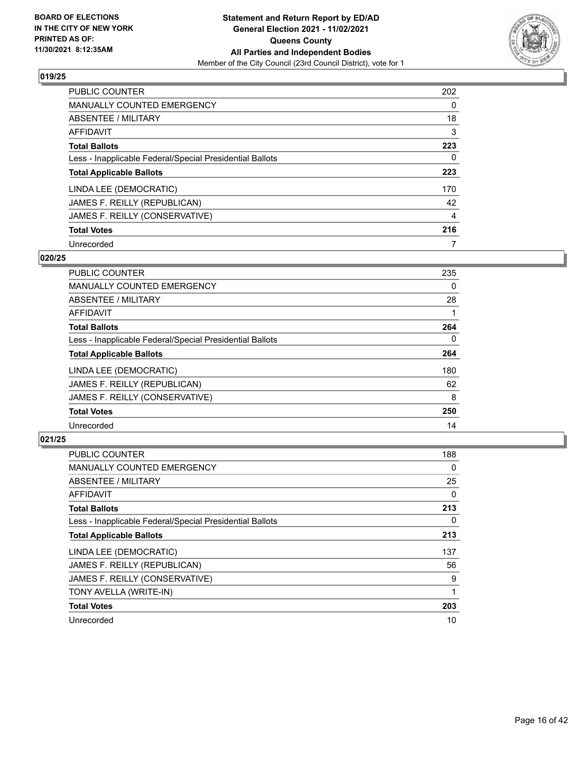**BOARD OF ELECTIONS IN THE CITY OF NEW YORK PRINTED AS OF: 11/30/2021 8:12:35AM**

**Statement and Return Report by ED/AD General Election 2021 - 11/02/2021 Queens County All Parties and Independent Bodies**

Member of the City Council (23rd Council District), vote for 1

## 019/25

| | |
|---|---|
| PUBLIC COUNTER | 202 |
| MANUALLY COUNTED EMERGENCY | 0 |
| ABSENTEE / MILITARY | 18 |
| AFFIDAVIT | 3 |
| **Total Ballots** | **223** |
| Less - Inapplicable Federal/Special Presidential Ballots | 0 |
| **Total Applicable Ballots** | **223** |
| LINDA LEE (DEMOCRATIC) | 170 |
| JAMES F. REILLY (REPUBLICAN) | 42 |
| JAMES F. REILLY (CONSERVATIVE) | 4 |
| **Total Votes** | **216** |
| Unrecorded | 7 |

## 020/25

| | |
|---|---|
| PUBLIC COUNTER | 235 |
| MANUALLY COUNTED EMERGENCY | 0 |
| ABSENTEE / MILITARY | 28 |
| AFFIDAVIT | 1 |
| **Total Ballots** | **264** |
| Less - Inapplicable Federal/Special Presidential Ballots | 0 |
| **Total Applicable Ballots** | **264** |
| LINDA LEE (DEMOCRATIC) | 180 |
| JAMES F. REILLY (REPUBLICAN) | 62 |
| JAMES F. REILLY (CONSERVATIVE) | 8 |
| **Total Votes** | **250** |
| Unrecorded | 14 |

## 021/25

| | |
|---|---|
| PUBLIC COUNTER | 188 |
| MANUALLY COUNTED EMERGENCY | 0 |
| ABSENTEE / MILITARY | 25 |
| AFFIDAVIT | 0 |
| **Total Ballots** | **213** |
| Less - Inapplicable Federal/Special Presidential Ballots | 0 |
| **Total Applicable Ballots** | **213** |
| LINDA LEE (DEMOCRATIC) | 137 |
| JAMES F. REILLY (REPUBLICAN) | 56 |
| JAMES F. REILLY (CONSERVATIVE) | 9 |
| TONY AVELLA (WRITE-IN) | 1 |
| **Total Votes** | **203** |
| Unrecorded | 10 |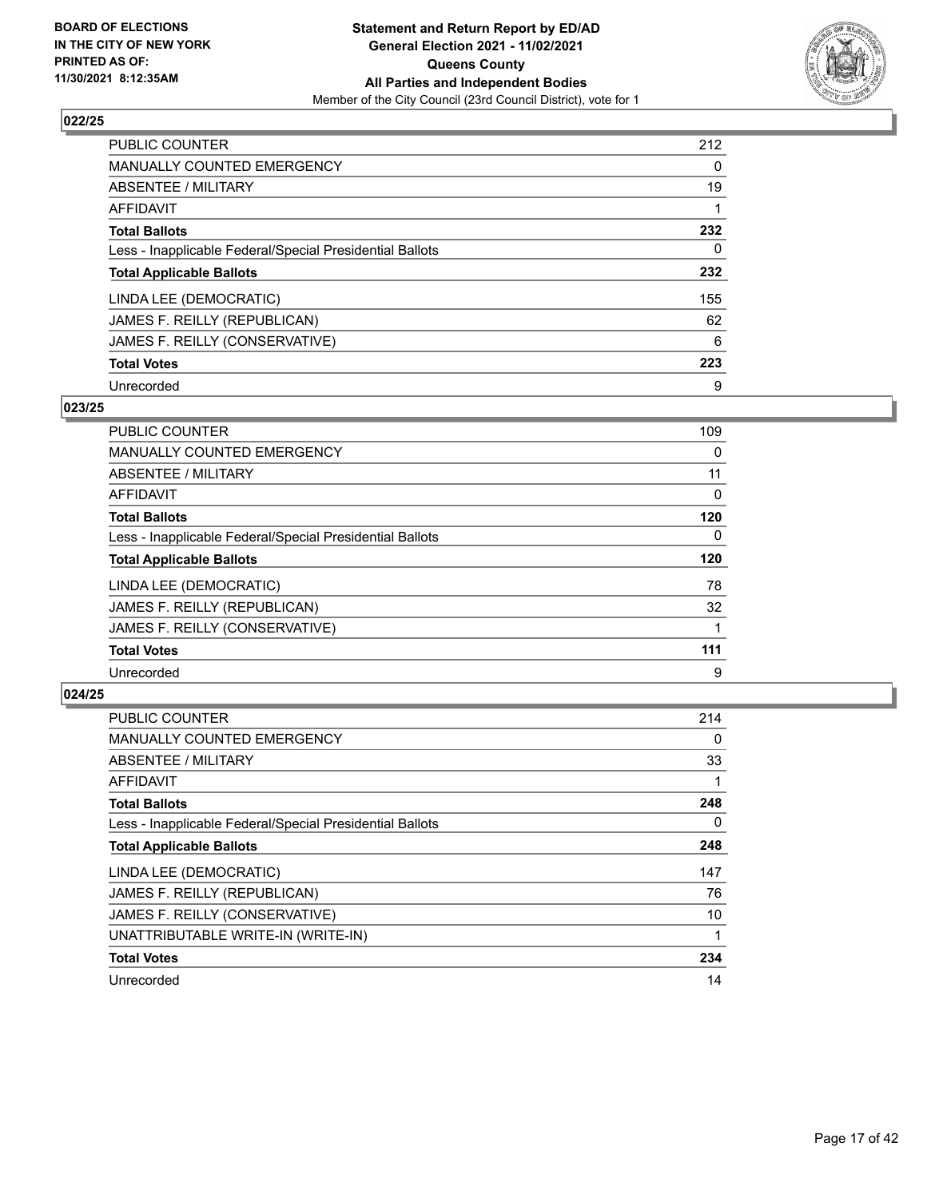**BOARD OF ELECTIONS IN THE CITY OF NEW YORK PRINTED AS OF: 11/30/2021 8:12:35AM**

**Statement and Return Report by ED/AD General Election 2021 - 11/02/2021 Queens County All Parties and Independent Bodies**

Member of the City Council (23rd Council District), vote for 1

## 022/25

| | |
|---|---|
| PUBLIC COUNTER | 212 |
| MANUALLY COUNTED EMERGENCY | 0 |
| ABSENTEE / MILITARY | 19 |
| AFFIDAVIT | 1 |
| **Total Ballots** | **232** |
| Less - Inapplicable Federal/Special Presidential Ballots | 0 |
| **Total Applicable Ballots** | **232** |
| LINDA LEE (DEMOCRATIC) | 155 |
| JAMES F. REILLY (REPUBLICAN) | 62 |
| JAMES F. REILLY (CONSERVATIVE) | 6 |
| **Total Votes** | **223** |
| Unrecorded | 9 |

## 023/25

| | |
|---|---|
| PUBLIC COUNTER | 109 |
| MANUALLY COUNTED EMERGENCY | 0 |
| ABSENTEE / MILITARY | 11 |
| AFFIDAVIT | 0 |
| **Total Ballots** | **120** |
| Less - Inapplicable Federal/Special Presidential Ballots | 0 |
| **Total Applicable Ballots** | **120** |
| LINDA LEE (DEMOCRATIC) | 78 |
| JAMES F. REILLY (REPUBLICAN) | 32 |
| JAMES F. REILLY (CONSERVATIVE) | 1 |
| **Total Votes** | **111** |
| Unrecorded | 9 |

## 024/25

| | |
|---|---|
| PUBLIC COUNTER | 214 |
| MANUALLY COUNTED EMERGENCY | 0 |
| ABSENTEE / MILITARY | 33 |
| AFFIDAVIT | 1 |
| **Total Ballots** | **248** |
| Less - Inapplicable Federal/Special Presidential Ballots | 0 |
| **Total Applicable Ballots** | **248** |
| LINDA LEE (DEMOCRATIC) | 147 |
| JAMES F. REILLY (REPUBLICAN) | 76 |
| JAMES F. REILLY (CONSERVATIVE) | 10 |
| UNATTRIBUTABLE WRITE-IN (WRITE-IN) | 1 |
| **Total Votes** | **234** |
| Unrecorded | 14 |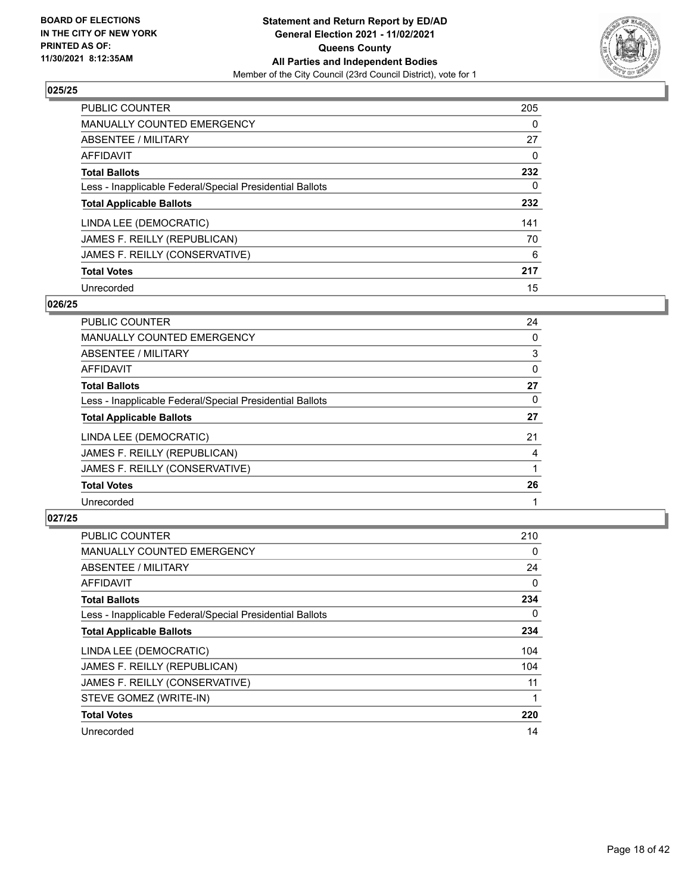## 025/25

| | |
|---|---|
| PUBLIC COUNTER | 205 |
| MANUALLY COUNTED EMERGENCY | 0 |
| ABSENTEE / MILITARY | 27 |
| AFFIDAVIT | 0 |
| **Total Ballots** | **232** |
| Less - Inapplicable Federal/Special Presidential Ballots | 0 |
| **Total Applicable Ballots** | **232** |
| LINDA LEE (DEMOCRATIC) | 141 |
| JAMES F. REILLY (REPUBLICAN) | 70 |
| JAMES F. REILLY (CONSERVATIVE) | 6 |
| **Total Votes** | **217** |
| Unrecorded | 15 |

## 026/25

| | |
|---|---|
| PUBLIC COUNTER | 24 |
| MANUALLY COUNTED EMERGENCY | 0 |
| ABSENTEE / MILITARY | 3 |
| AFFIDAVIT | 0 |
| **Total Ballots** | **27** |
| Less - Inapplicable Federal/Special Presidential Ballots | 0 |
| **Total Applicable Ballots** | **27** |
| LINDA LEE (DEMOCRATIC) | 21 |
| JAMES F. REILLY (REPUBLICAN) | 4 |
| JAMES F. REILLY (CONSERVATIVE) | 1 |
| **Total Votes** | **26** |
| Unrecorded | 1 |

## 027/25

| | |
|---|---|
| PUBLIC COUNTER | 210 |
| MANUALLY COUNTED EMERGENCY | 0 |
| ABSENTEE / MILITARY | 24 |
| AFFIDAVIT | 0 |
| **Total Ballots** | **234** |
| Less - Inapplicable Federal/Special Presidential Ballots | 0 |
| **Total Applicable Ballots** | **234** |
| LINDA LEE (DEMOCRATIC) | 104 |
| JAMES F. REILLY (REPUBLICAN) | 104 |
| JAMES F. REILLY (CONSERVATIVE) | 11 |
| STEVE GOMEZ (WRITE-IN) | 1 |
| **Total Votes** | **220** |
| Unrecorded | 14 |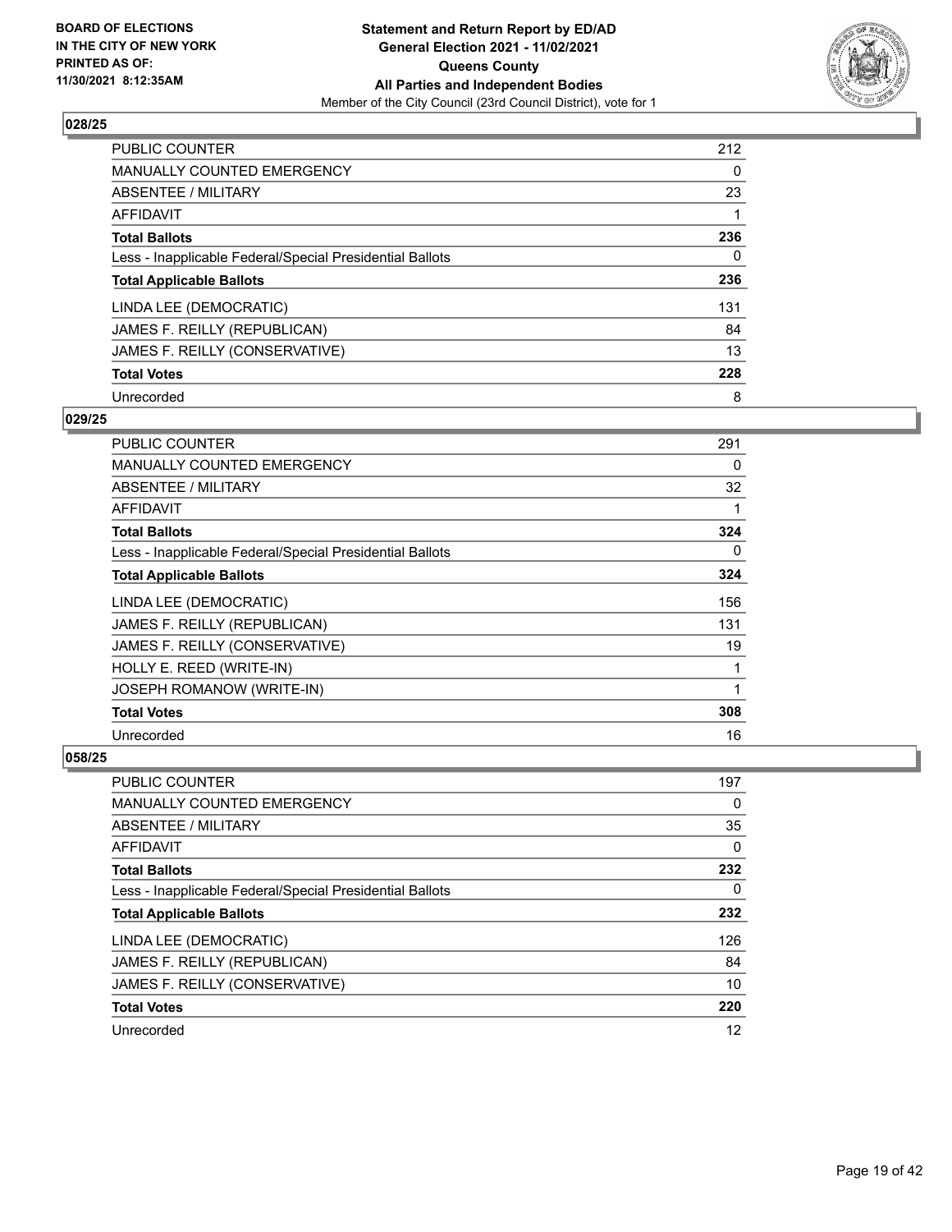**BOARD OF ELECTIONS IN THE CITY OF NEW YORK PRINTED AS OF: 11/30/2021 8:12:35AM**

**Statement and Return Report by ED/AD General Election 2021 - 11/02/2021 Queens County All Parties and Independent Bodies**

Member of the City Council (23rd Council District), vote for 1

## 028/25

| | |
|---|---|
| PUBLIC COUNTER | 212 |
| MANUALLY COUNTED EMERGENCY | 0 |
| ABSENTEE / MILITARY | 23 |
| AFFIDAVIT | 1 |
| **Total Ballots** | **236** |
| Less - Inapplicable Federal/Special Presidential Ballots | 0 |
| **Total Applicable Ballots** | **236** |
| LINDA LEE (DEMOCRATIC) | 131 |
| JAMES F. REILLY (REPUBLICAN) | 84 |
| JAMES F. REILLY (CONSERVATIVE) | 13 |
| **Total Votes** | **228** |
| Unrecorded | 8 |

## 029/25

| | |
|---|---|
| PUBLIC COUNTER | 291 |
| MANUALLY COUNTED EMERGENCY | 0 |
| ABSENTEE / MILITARY | 32 |
| AFFIDAVIT | 1 |
| **Total Ballots** | **324** |
| Less - Inapplicable Federal/Special Presidential Ballots | 0 |
| **Total Applicable Ballots** | **324** |
| LINDA LEE (DEMOCRATIC) | 156 |
| JAMES F. REILLY (REPUBLICAN) | 131 |
| JAMES F. REILLY (CONSERVATIVE) | 19 |
| HOLLY E. REED (WRITE-IN) | 1 |
| JOSEPH ROMANOW (WRITE-IN) | 1 |
| **Total Votes** | **308** |
| Unrecorded | 16 |

## 058/25

| | |
|---|---|
| PUBLIC COUNTER | 197 |
| MANUALLY COUNTED EMERGENCY | 0 |
| ABSENTEE / MILITARY | 35 |
| AFFIDAVIT | 0 |
| **Total Ballots** | **232** |
| Less - Inapplicable Federal/Special Presidential Ballots | 0 |
| **Total Applicable Ballots** | **232** |
| LINDA LEE (DEMOCRATIC) | 126 |
| JAMES F. REILLY (REPUBLICAN) | 84 |
| JAMES F. REILLY (CONSERVATIVE) | 10 |
| **Total Votes** | **220** |
| Unrecorded | 12 |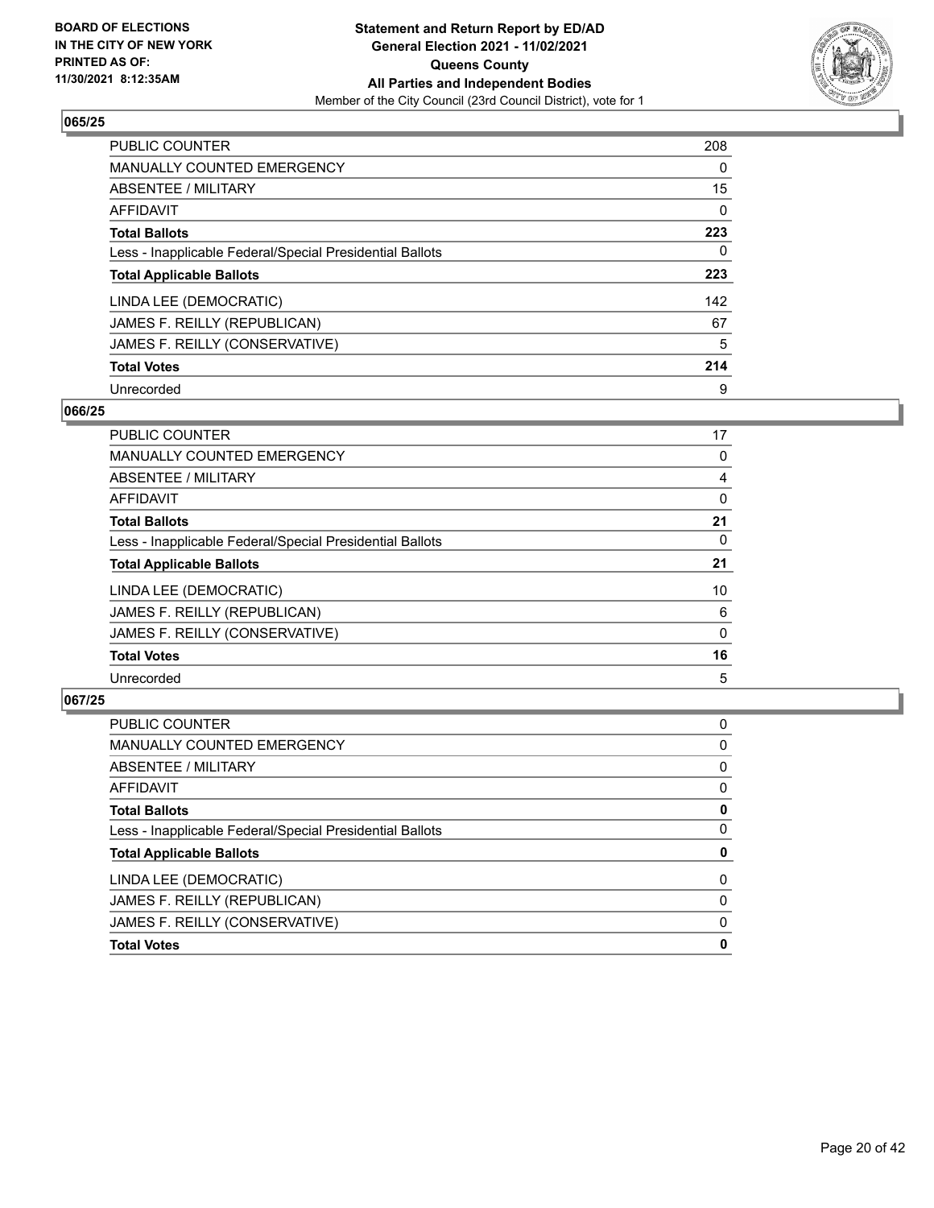## 065/25

| | |
|---|---|
| PUBLIC COUNTER | 208 |
| MANUALLY COUNTED EMERGENCY | 0 |
| ABSENTEE / MILITARY | 15 |
| AFFIDAVIT | 0 |
| **Total Ballots** | **223** |
| Less - Inapplicable Federal/Special Presidential Ballots | 0 |
| **Total Applicable Ballots** | **223** |
| LINDA LEE (DEMOCRATIC) | 142 |
| JAMES F. REILLY (REPUBLICAN) | 67 |
| JAMES F. REILLY (CONSERVATIVE) | 5 |
| **Total Votes** | **214** |
| Unrecorded | 9 |

## 066/25

| | |
|---|---|
| PUBLIC COUNTER | 17 |
| MANUALLY COUNTED EMERGENCY | 0 |
| ABSENTEE / MILITARY | 4 |
| AFFIDAVIT | 0 |
| **Total Ballots** | **21** |
| Less - Inapplicable Federal/Special Presidential Ballots | 0 |
| **Total Applicable Ballots** | **21** |
| LINDA LEE (DEMOCRATIC) | 10 |
| JAMES F. REILLY (REPUBLICAN) | 6 |
| JAMES F. REILLY (CONSERVATIVE) | 0 |
| **Total Votes** | **16** |
| Unrecorded | 5 |

## 067/25

| | |
|---|---|
| PUBLIC COUNTER | 0 |
| MANUALLY COUNTED EMERGENCY | 0 |
| ABSENTEE / MILITARY | 0 |
| AFFIDAVIT | 0 |
| **Total Ballots** | **0** |
| Less - Inapplicable Federal/Special Presidential Ballots | 0 |
| **Total Applicable Ballots** | **0** |
| LINDA LEE (DEMOCRATIC) | 0 |
| JAMES F. REILLY (REPUBLICAN) | 0 |
| JAMES F. REILLY (CONSERVATIVE) | 0 |
| **Total Votes** | **0** |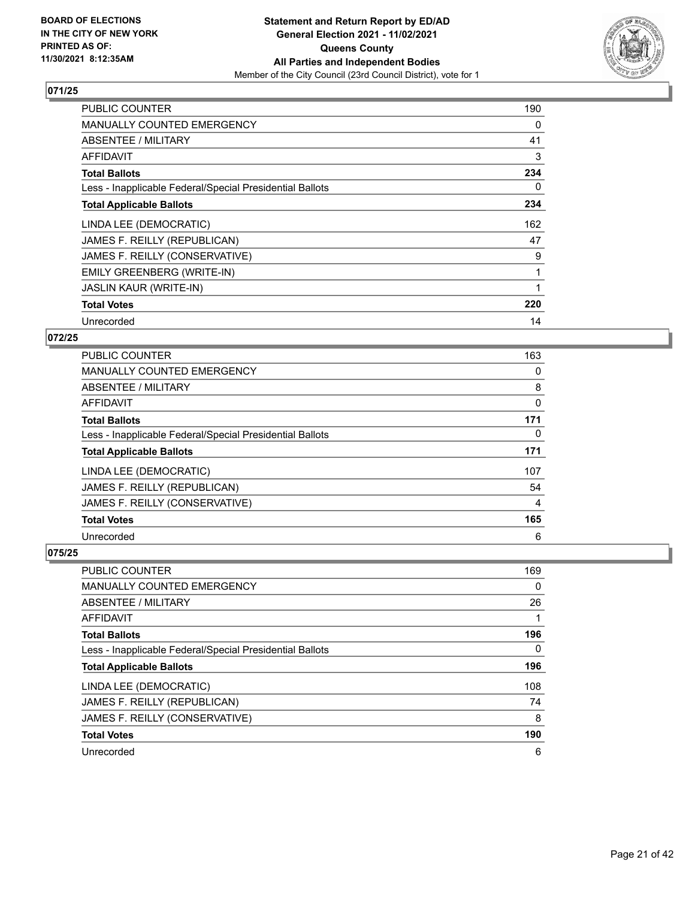**BOARD OF ELECTIONS IN THE CITY OF NEW YORK PRINTED AS OF: 11/30/2021 8:12:35AM**

# Statement and Return Report by ED/AD
## General Election 2021 - 11/02/2021
## Queens County
## All Parties and Independent Bodies
### Member of the City Council (23rd Council District), vote for 1

### 071/25

| | |
|---|---|
| PUBLIC COUNTER | 190 |
| MANUALLY COUNTED EMERGENCY | 0 |
| ABSENTEE / MILITARY | 41 |
| AFFIDAVIT | 3 |
| **Total Ballots** | **234** |
| Less - Inapplicable Federal/Special Presidential Ballots | 0 |
| **Total Applicable Ballots** | **234** |
| LINDA LEE (DEMOCRATIC) | 162 |
| JAMES F. REILLY (REPUBLICAN) | 47 |
| JAMES F. REILLY (CONSERVATIVE) | 9 |
| EMILY GREENBERG (WRITE-IN) | 1 |
| JASLIN KAUR (WRITE-IN) | 1 |
| **Total Votes** | **220** |
| Unrecorded | 14 |

### 072/25

| | |
|---|---|
| PUBLIC COUNTER | 163 |
| MANUALLY COUNTED EMERGENCY | 0 |
| ABSENTEE / MILITARY | 8 |
| AFFIDAVIT | 0 |
| **Total Ballots** | **171** |
| Less - Inapplicable Federal/Special Presidential Ballots | 0 |
| **Total Applicable Ballots** | **171** |
| LINDA LEE (DEMOCRATIC) | 107 |
| JAMES F. REILLY (REPUBLICAN) | 54 |
| JAMES F. REILLY (CONSERVATIVE) | 4 |
| **Total Votes** | **165** |
| Unrecorded | 6 |

### 075/25

| | |
|---|---|
| PUBLIC COUNTER | 169 |
| MANUALLY COUNTED EMERGENCY | 0 |
| ABSENTEE / MILITARY | 26 |
| AFFIDAVIT | 1 |
| **Total Ballots** | **196** |
| Less - Inapplicable Federal/Special Presidential Ballots | 0 |
| **Total Applicable Ballots** | **196** |
| LINDA LEE (DEMOCRATIC) | 108 |
| JAMES F. REILLY (REPUBLICAN) | 74 |
| JAMES F. REILLY (CONSERVATIVE) | 8 |
| **Total Votes** | **190** |
| Unrecorded | 6 |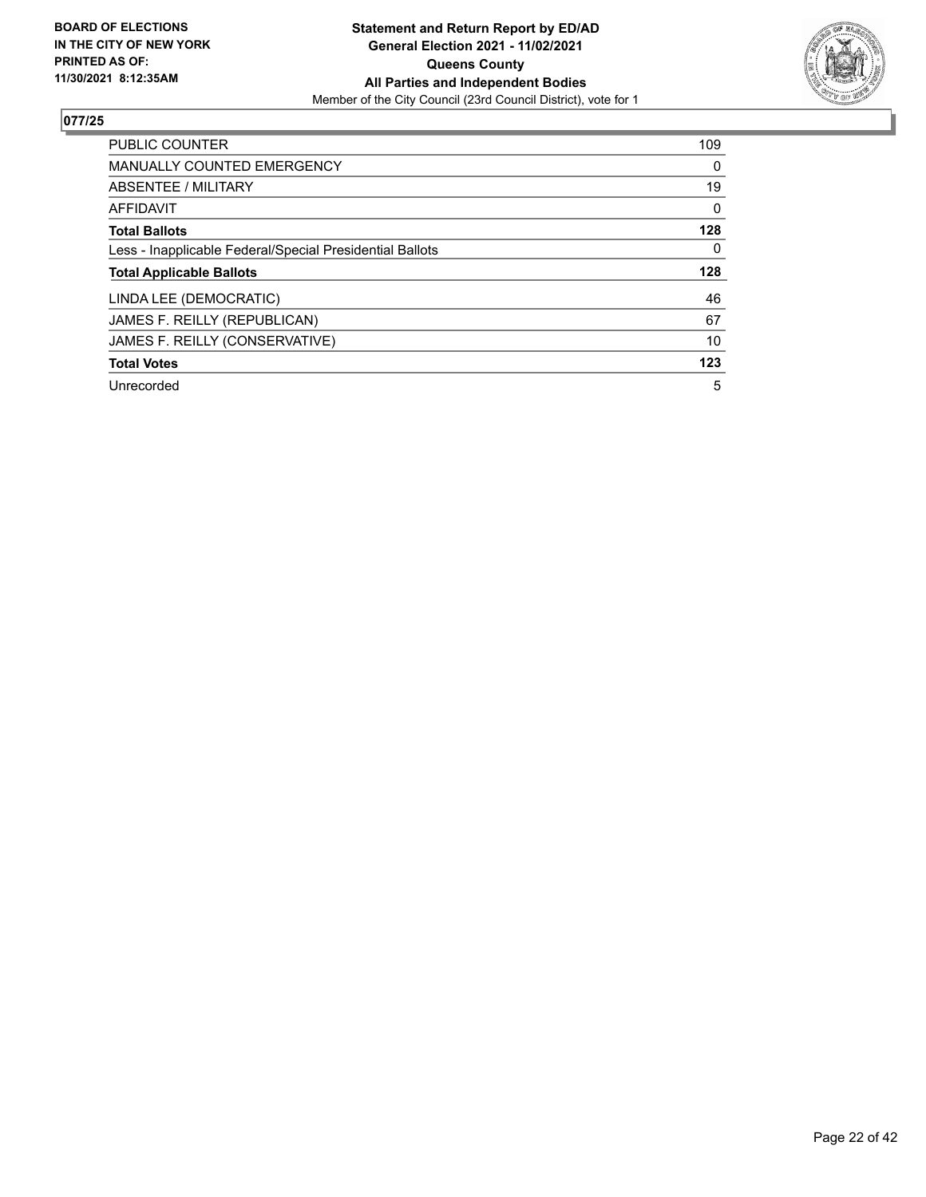**BOARD OF ELECTIONS IN THE CITY OF NEW YORK PRINTED AS OF: 11/30/2021 8:12:35AM**

**Statement and Return Report by ED/AD General Election 2021 - 11/02/2021 Queens County All Parties and Independent Bodies**

Member of the City Council (23rd Council District), vote for 1

## 077/25

| | |
|---|---|
| PUBLIC COUNTER | 109 |
| MANUALLY COUNTED EMERGENCY | 0 |
| ABSENTEE / MILITARY | 19 |
| AFFIDAVIT | 0 |
| **Total Ballots** | **128** |
| Less - Inapplicable Federal/Special Presidential Ballots | 0 |
| **Total Applicable Ballots** | **128** |
| LINDA LEE (DEMOCRATIC) | 46 |
| JAMES F. REILLY (REPUBLICAN) | 67 |
| JAMES F. REILLY (CONSERVATIVE) | 10 |
| **Total Votes** | **123** |
| Unrecorded | 5 |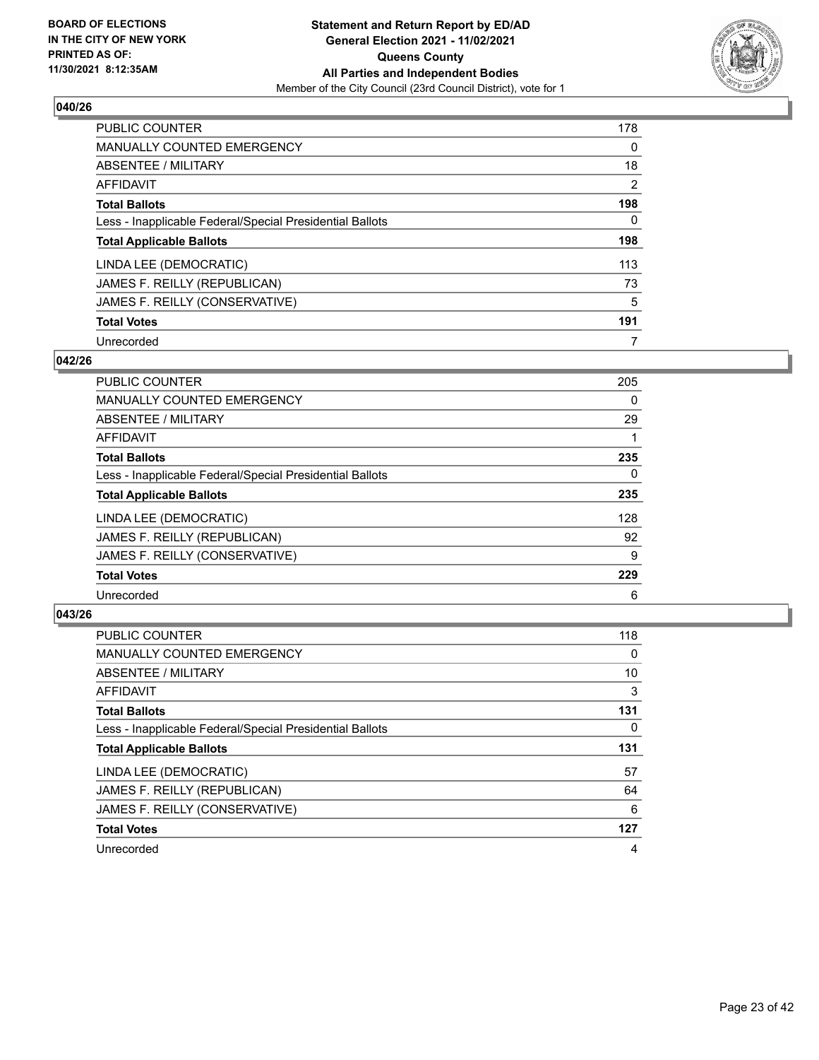**BOARD OF ELECTIONS IN THE CITY OF NEW YORK PRINTED AS OF: 11/30/2021 8:12:35AM**

**Statement and Return Report by ED/AD General Election 2021 - 11/02/2021 Queens County All Parties and Independent Bodies**

Member of the City Council (23rd Council District), vote for 1

## 040/26

| | |
|---|---|
| PUBLIC COUNTER | 178 |
| MANUALLY COUNTED EMERGENCY | 0 |
| ABSENTEE / MILITARY | 18 |
| AFFIDAVIT | 2 |
| **Total Ballots** | **198** |
| Less - Inapplicable Federal/Special Presidential Ballots | 0 |
| **Total Applicable Ballots** | **198** |
| LINDA LEE (DEMOCRATIC) | 113 |
| JAMES F. REILLY (REPUBLICAN) | 73 |
| JAMES F. REILLY (CONSERVATIVE) | 5 |
| **Total Votes** | **191** |
| Unrecorded | 7 |

## 042/26

| | |
|---|---|
| PUBLIC COUNTER | 205 |
| MANUALLY COUNTED EMERGENCY | 0 |
| ABSENTEE / MILITARY | 29 |
| AFFIDAVIT | 1 |
| **Total Ballots** | **235** |
| Less - Inapplicable Federal/Special Presidential Ballots | 0 |
| **Total Applicable Ballots** | **235** |
| LINDA LEE (DEMOCRATIC) | 128 |
| JAMES F. REILLY (REPUBLICAN) | 92 |
| JAMES F. REILLY (CONSERVATIVE) | 9 |
| **Total Votes** | **229** |
| Unrecorded | 6 |

## 043/26

| | |
|---|---|
| PUBLIC COUNTER | 118 |
| MANUALLY COUNTED EMERGENCY | 0 |
| ABSENTEE / MILITARY | 10 |
| AFFIDAVIT | 3 |
| **Total Ballots** | **131** |
| Less - Inapplicable Federal/Special Presidential Ballots | 0 |
| **Total Applicable Ballots** | **131** |
| LINDA LEE (DEMOCRATIC) | 57 |
| JAMES F. REILLY (REPUBLICAN) | 64 |
| JAMES F. REILLY (CONSERVATIVE) | 6 |
| **Total Votes** | **127** |
| Unrecorded | 4 |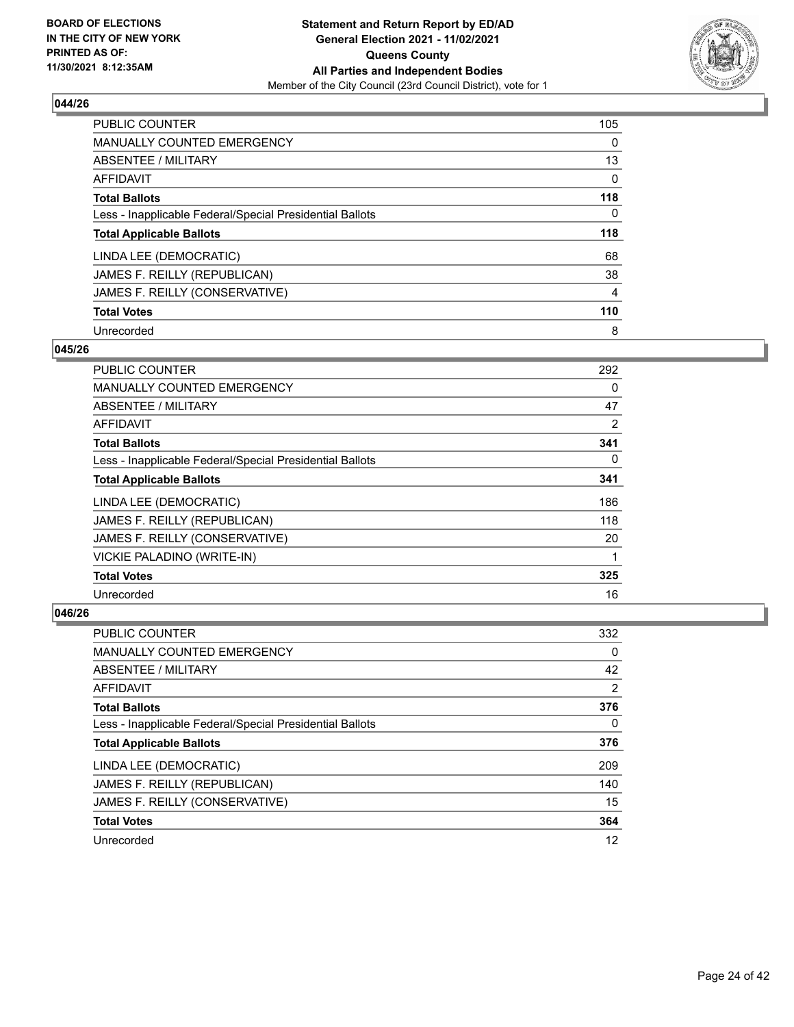**BOARD OF ELECTIONS IN THE CITY OF NEW YORK PRINTED AS OF: 11/30/2021 8:12:35AM**

**Statement and Return Report by ED/AD General Election 2021 - 11/02/2021 Queens County All Parties and Independent Bodies**

Member of the City Council (23rd Council District), vote for 1

## 044/26

| | |
|---|---|
| PUBLIC COUNTER | 105 |
| MANUALLY COUNTED EMERGENCY | 0 |
| ABSENTEE / MILITARY | 13 |
| AFFIDAVIT | 0 |
| **Total Ballots** | **118** |
| Less - Inapplicable Federal/Special Presidential Ballots | 0 |
| **Total Applicable Ballots** | **118** |
| LINDA LEE (DEMOCRATIC) | 68 |
| JAMES F. REILLY (REPUBLICAN) | 38 |
| JAMES F. REILLY (CONSERVATIVE) | 4 |
| **Total Votes** | **110** |
| Unrecorded | 8 |

## 045/26

| | |
|---|---|
| PUBLIC COUNTER | 292 |
| MANUALLY COUNTED EMERGENCY | 0 |
| ABSENTEE / MILITARY | 47 |
| AFFIDAVIT | 2 |
| **Total Ballots** | **341** |
| Less - Inapplicable Federal/Special Presidential Ballots | 0 |
| **Total Applicable Ballots** | **341** |
| LINDA LEE (DEMOCRATIC) | 186 |
| JAMES F. REILLY (REPUBLICAN) | 118 |
| JAMES F. REILLY (CONSERVATIVE) | 20 |
| VICKIE PALADINO (WRITE-IN) | 1 |
| **Total Votes** | **325** |
| Unrecorded | 16 |

## 046/26

| | |
|---|---|
| PUBLIC COUNTER | 332 |
| MANUALLY COUNTED EMERGENCY | 0 |
| ABSENTEE / MILITARY | 42 |
| AFFIDAVIT | 2 |
| **Total Ballots** | **376** |
| Less - Inapplicable Federal/Special Presidential Ballots | 0 |
| **Total Applicable Ballots** | **376** |
| LINDA LEE (DEMOCRATIC) | 209 |
| JAMES F. REILLY (REPUBLICAN) | 140 |
| JAMES F. REILLY (CONSERVATIVE) | 15 |
| **Total Votes** | **364** |
| Unrecorded | 12 |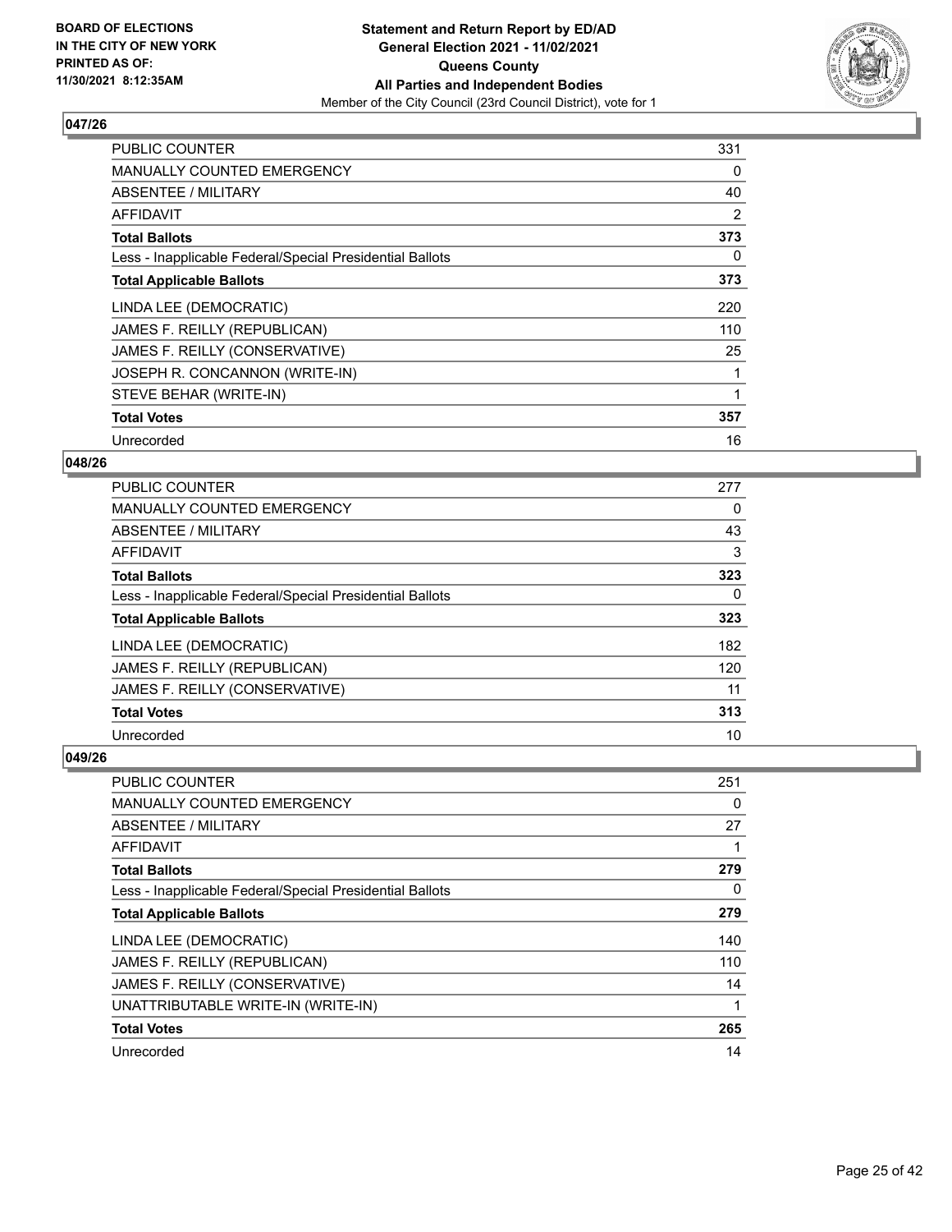**BOARD OF ELECTIONS IN THE CITY OF NEW YORK PRINTED AS OF: 11/30/2021 8:12:35AM**

**Statement and Return Report by ED/AD**
**General Election 2021 - 11/02/2021**
**Queens County**
**All Parties and Independent Bodies**
Member of the City Council (23rd Council District), vote for 1

### 047/26

| | |
|---|---|
| PUBLIC COUNTER | 331 |
| MANUALLY COUNTED EMERGENCY | 0 |
| ABSENTEE / MILITARY | 40 |
| AFFIDAVIT | 2 |
| **Total Ballots** | **373** |
| Less - Inapplicable Federal/Special Presidential Ballots | 0 |
| **Total Applicable Ballots** | **373** |
| LINDA LEE (DEMOCRATIC) | 220 |
| JAMES F. REILLY (REPUBLICAN) | 110 |
| JAMES F. REILLY (CONSERVATIVE) | 25 |
| JOSEPH R. CONCANNON (WRITE-IN) | 1 |
| STEVE BEHAR (WRITE-IN) | 1 |
| **Total Votes** | **357** |
| Unrecorded | 16 |

### 048/26

| | |
|---|---|
| PUBLIC COUNTER | 277 |
| MANUALLY COUNTED EMERGENCY | 0 |
| ABSENTEE / MILITARY | 43 |
| AFFIDAVIT | 3 |
| **Total Ballots** | **323** |
| Less - Inapplicable Federal/Special Presidential Ballots | 0 |
| **Total Applicable Ballots** | **323** |
| LINDA LEE (DEMOCRATIC) | 182 |
| JAMES F. REILLY (REPUBLICAN) | 120 |
| JAMES F. REILLY (CONSERVATIVE) | 11 |
| **Total Votes** | **313** |
| Unrecorded | 10 |

### 049/26

| | |
|---|---|
| PUBLIC COUNTER | 251 |
| MANUALLY COUNTED EMERGENCY | 0 |
| ABSENTEE / MILITARY | 27 |
| AFFIDAVIT | 1 |
| **Total Ballots** | **279** |
| Less - Inapplicable Federal/Special Presidential Ballots | 0 |
| **Total Applicable Ballots** | **279** |
| LINDA LEE (DEMOCRATIC) | 140 |
| JAMES F. REILLY (REPUBLICAN) | 110 |
| JAMES F. REILLY (CONSERVATIVE) | 14 |
| UNATTRIBUTABLE WRITE-IN (WRITE-IN) | 1 |
| **Total Votes** | **265** |
| Unrecorded | 14 |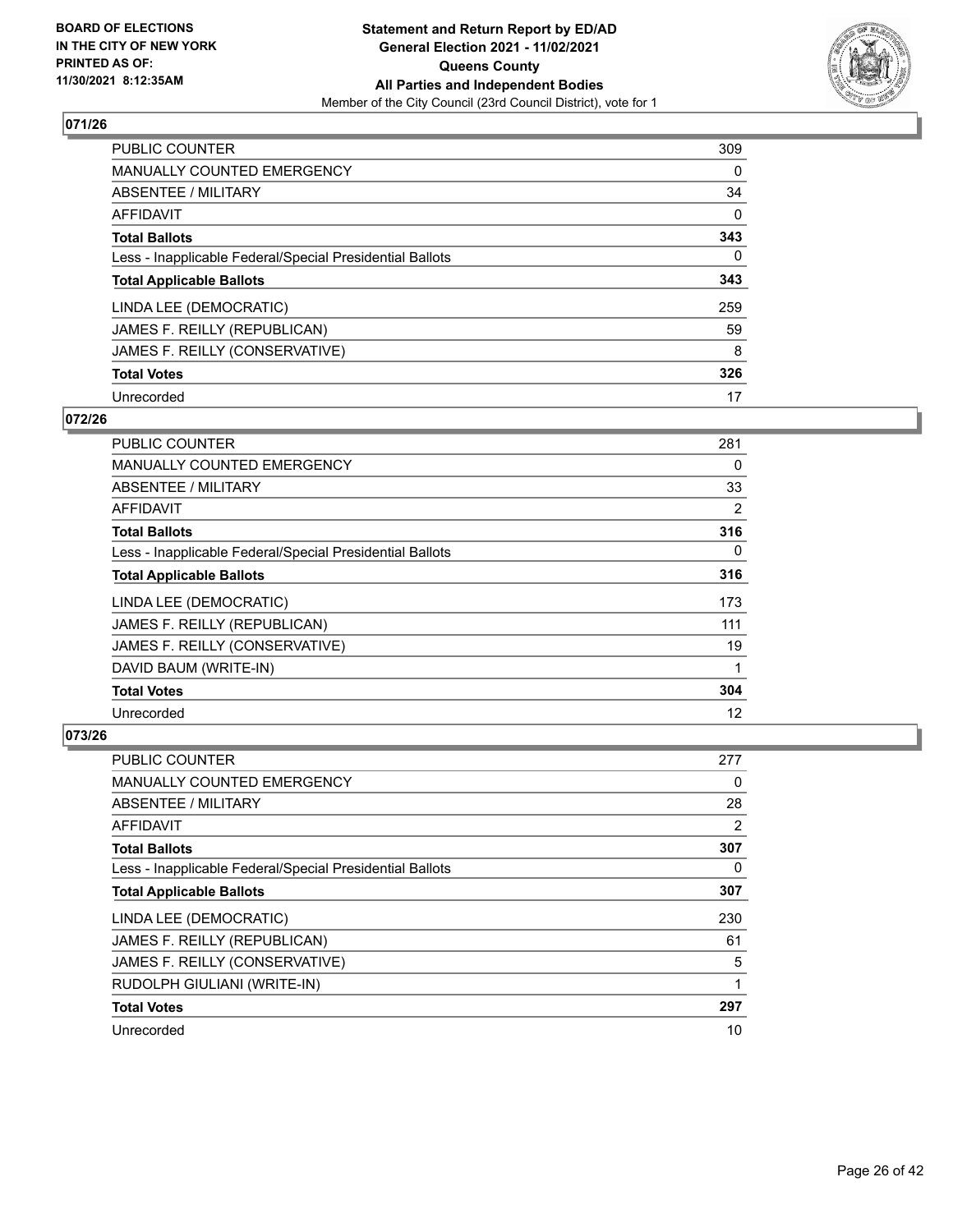## 071/26

| | |
|---|---|
| PUBLIC COUNTER | 309 |
| MANUALLY COUNTED EMERGENCY | 0 |
| ABSENTEE / MILITARY | 34 |
| AFFIDAVIT | 0 |
| **Total Ballots** | **343** |
| Less - Inapplicable Federal/Special Presidential Ballots | 0 |
| **Total Applicable Ballots** | **343** |
| LINDA LEE (DEMOCRATIC) | 259 |
| JAMES F. REILLY (REPUBLICAN) | 59 |
| JAMES F. REILLY (CONSERVATIVE) | 8 |
| **Total Votes** | **326** |
| Unrecorded | 17 |

## 072/26

| | |
|---|---|
| PUBLIC COUNTER | 281 |
| MANUALLY COUNTED EMERGENCY | 0 |
| ABSENTEE / MILITARY | 33 |
| AFFIDAVIT | 2 |
| **Total Ballots** | **316** |
| Less - Inapplicable Federal/Special Presidential Ballots | 0 |
| **Total Applicable Ballots** | **316** |
| LINDA LEE (DEMOCRATIC) | 173 |
| JAMES F. REILLY (REPUBLICAN) | 111 |
| JAMES F. REILLY (CONSERVATIVE) | 19 |
| DAVID BAUM (WRITE-IN) | 1 |
| **Total Votes** | **304** |
| Unrecorded | 12 |

## 073/26

| | |
|---|---|
| PUBLIC COUNTER | 277 |
| MANUALLY COUNTED EMERGENCY | 0 |
| ABSENTEE / MILITARY | 28 |
| AFFIDAVIT | 2 |
| **Total Ballots** | **307** |
| Less - Inapplicable Federal/Special Presidential Ballots | 0 |
| **Total Applicable Ballots** | **307** |
| LINDA LEE (DEMOCRATIC) | 230 |
| JAMES F. REILLY (REPUBLICAN) | 61 |
| JAMES F. REILLY (CONSERVATIVE) | 5 |
| RUDOLPH GIULIANI (WRITE-IN) | 1 |
| **Total Votes** | **297** |
| Unrecorded | 10 |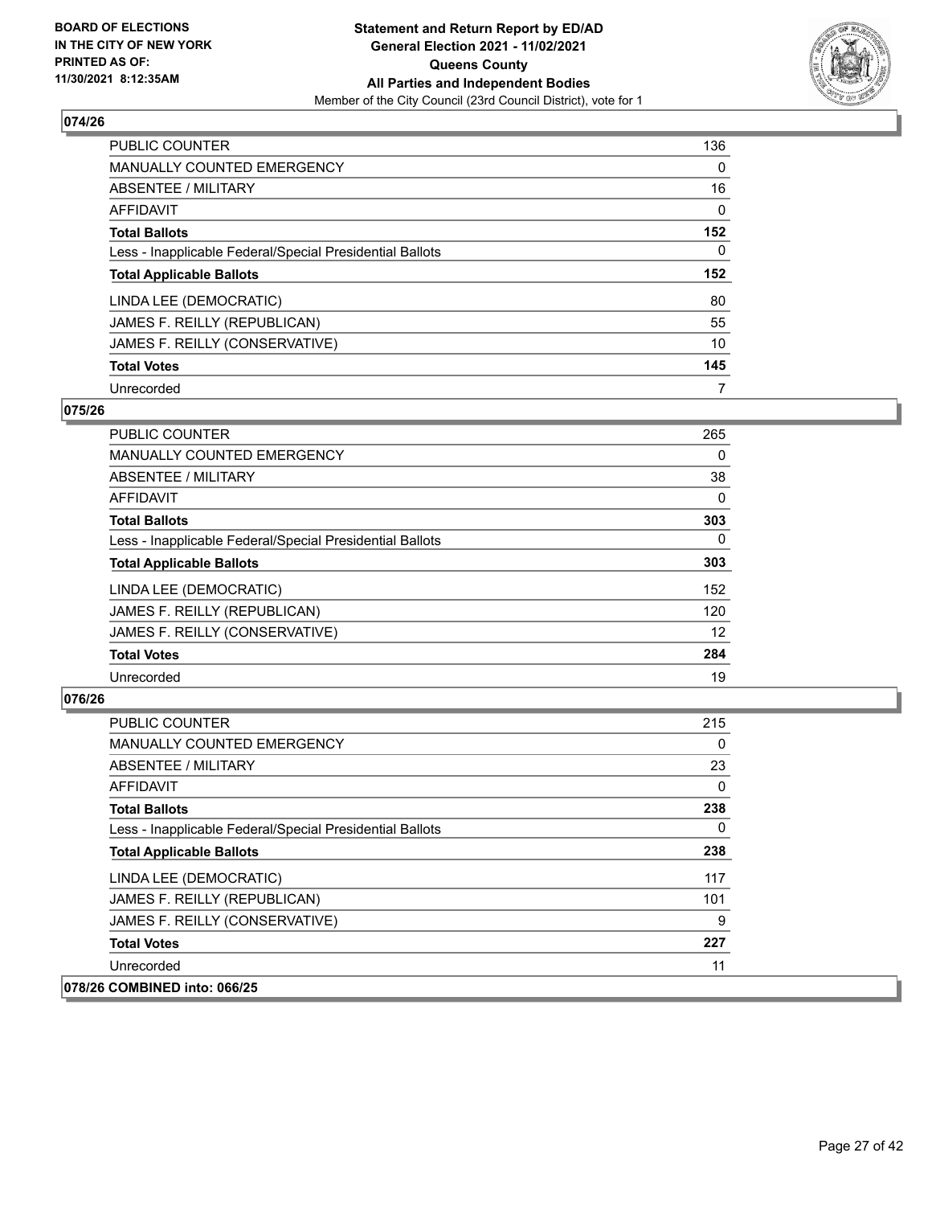**BOARD OF ELECTIONS IN THE CITY OF NEW YORK PRINTED AS OF: 11/30/2021 8:12:35AM**

**Statement and Return Report by ED/AD General Election 2021 - 11/02/2021 Queens County All Parties and Independent Bodies**

Member of the City Council (23rd Council District), vote for 1

## 074/26

| | |
|---|---|
| PUBLIC COUNTER | 136 |
| MANUALLY COUNTED EMERGENCY | 0 |
| ABSENTEE / MILITARY | 16 |
| AFFIDAVIT | 0 |
| **Total Ballots** | **152** |
| Less - Inapplicable Federal/Special Presidential Ballots | 0 |
| **Total Applicable Ballots** | **152** |
| LINDA LEE (DEMOCRATIC) | 80 |
| JAMES F. REILLY (REPUBLICAN) | 55 |
| JAMES F. REILLY (CONSERVATIVE) | 10 |
| **Total Votes** | **145** |
| Unrecorded | 7 |

## 075/26

| | |
|---|---|
| PUBLIC COUNTER | 265 |
| MANUALLY COUNTED EMERGENCY | 0 |
| ABSENTEE / MILITARY | 38 |
| AFFIDAVIT | 0 |
| **Total Ballots** | **303** |
| Less - Inapplicable Federal/Special Presidential Ballots | 0 |
| **Total Applicable Ballots** | **303** |
| LINDA LEE (DEMOCRATIC) | 152 |
| JAMES F. REILLY (REPUBLICAN) | 120 |
| JAMES F. REILLY (CONSERVATIVE) | 12 |
| **Total Votes** | **284** |
| Unrecorded | 19 |

## 076/26

| | |
|---|---|
| PUBLIC COUNTER | 215 |
| MANUALLY COUNTED EMERGENCY | 0 |
| ABSENTEE / MILITARY | 23 |
| AFFIDAVIT | 0 |
| **Total Ballots** | **238** |
| Less - Inapplicable Federal/Special Presidential Ballots | 0 |
| **Total Applicable Ballots** | **238** |
| LINDA LEE (DEMOCRATIC) | 117 |
| JAMES F. REILLY (REPUBLICAN) | 101 |
| JAMES F. REILLY (CONSERVATIVE) | 9 |
| **Total Votes** | **227** |
| Unrecorded | 11 |

## 078/26 COMBINED into: 066/25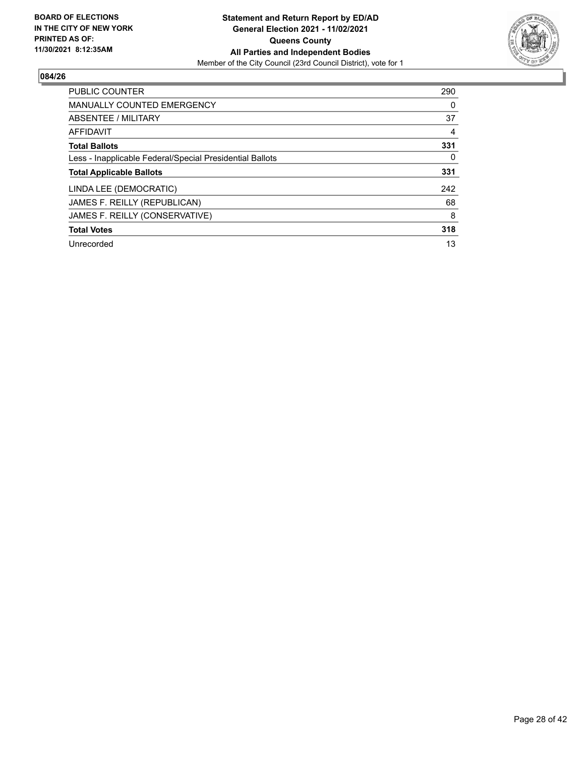BOARD OF ELECTIONS
IN THE CITY OF NEW YORK
PRINTED AS OF:
11/30/2021 8:12:35AM

**Statement and Return Report by ED/AD**
**General Election 2021 - 11/02/2021**
**Queens County**
**All Parties and Independent Bodies**
Member of the City Council (23rd Council District), vote for 1

## 084/26

| | |
|---|---|
| PUBLIC COUNTER | 290 |
| MANUALLY COUNTED EMERGENCY | 0 |
| ABSENTEE / MILITARY | 37 |
| AFFIDAVIT | 4 |
| **Total Ballots** | **331** |
| Less - Inapplicable Federal/Special Presidential Ballots | 0 |
| **Total Applicable Ballots** | **331** |
| LINDA LEE (DEMOCRATIC) | 242 |
| JAMES F. REILLY (REPUBLICAN) | 68 |
| JAMES F. REILLY (CONSERVATIVE) | 8 |
| **Total Votes** | **318** |
| Unrecorded | 13 |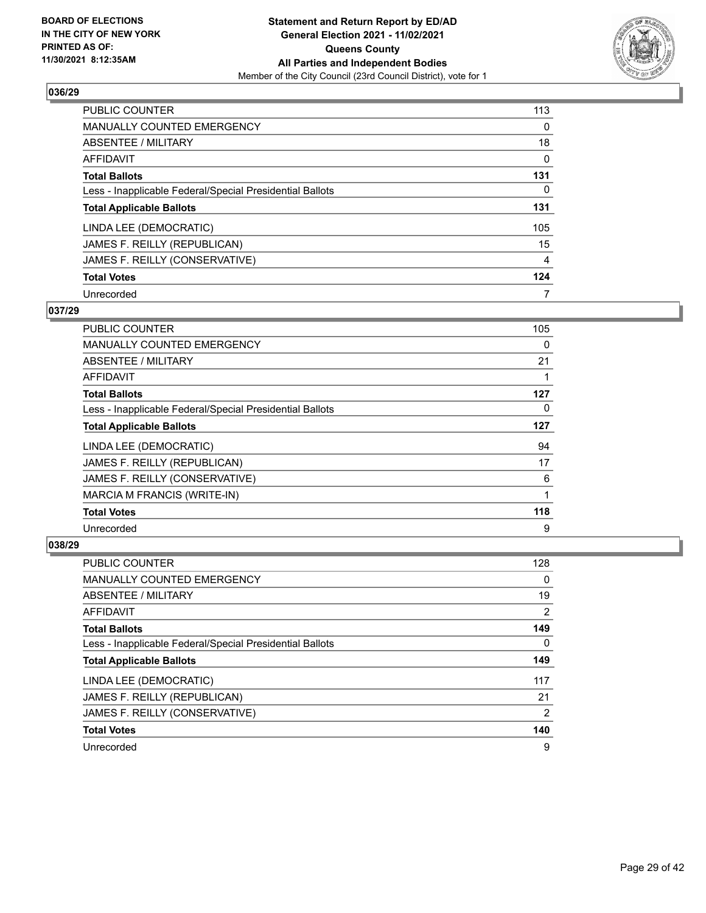## 036/29

| | |
|---|---|
| PUBLIC COUNTER | 113 |
| MANUALLY COUNTED EMERGENCY | 0 |
| ABSENTEE / MILITARY | 18 |
| AFFIDAVIT | 0 |
| **Total Ballots** | **131** |
| Less - Inapplicable Federal/Special Presidential Ballots | 0 |
| **Total Applicable Ballots** | **131** |
| LINDA LEE (DEMOCRATIC) | 105 |
| JAMES F. REILLY (REPUBLICAN) | 15 |
| JAMES F. REILLY (CONSERVATIVE) | 4 |
| **Total Votes** | **124** |
| Unrecorded | 7 |

## 037/29

| | |
|---|---|
| PUBLIC COUNTER | 105 |
| MANUALLY COUNTED EMERGENCY | 0 |
| ABSENTEE / MILITARY | 21 |
| AFFIDAVIT | 1 |
| **Total Ballots** | **127** |
| Less - Inapplicable Federal/Special Presidential Ballots | 0 |
| **Total Applicable Ballots** | **127** |
| LINDA LEE (DEMOCRATIC) | 94 |
| JAMES F. REILLY (REPUBLICAN) | 17 |
| JAMES F. REILLY (CONSERVATIVE) | 6 |
| MARCIA M FRANCIS (WRITE-IN) | 1 |
| **Total Votes** | **118** |
| Unrecorded | 9 |

## 038/29

| | |
|---|---|
| PUBLIC COUNTER | 128 |
| MANUALLY COUNTED EMERGENCY | 0 |
| ABSENTEE / MILITARY | 19 |
| AFFIDAVIT | 2 |
| **Total Ballots** | **149** |
| Less - Inapplicable Federal/Special Presidential Ballots | 0 |
| **Total Applicable Ballots** | **149** |
| LINDA LEE (DEMOCRATIC) | 117 |
| JAMES F. REILLY (REPUBLICAN) | 21 |
| JAMES F. REILLY (CONSERVATIVE) | 2 |
| **Total Votes** | **140** |
| Unrecorded | 9 |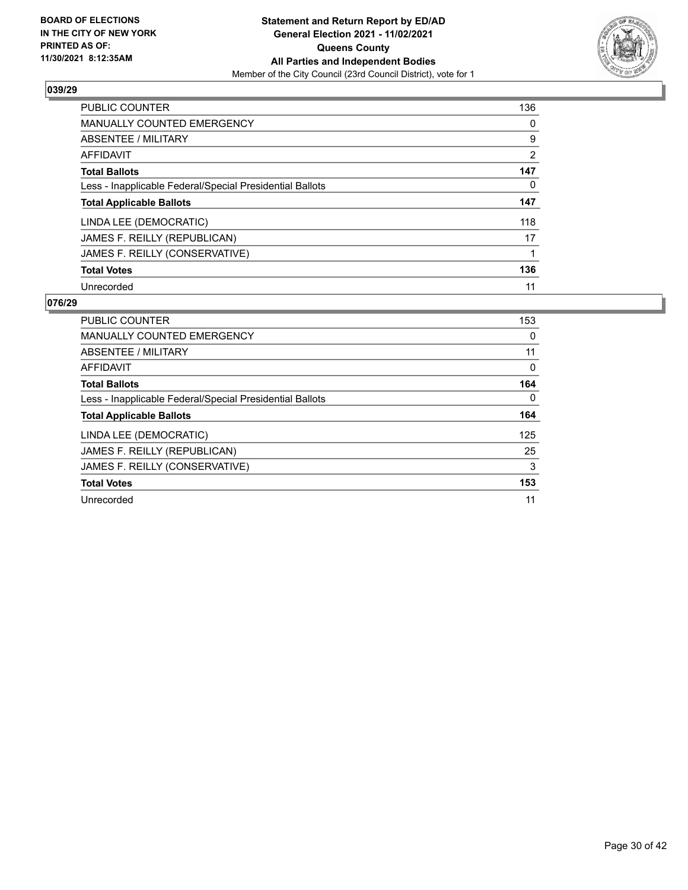## 039/29

| | |
|---|---|
| PUBLIC COUNTER | 136 |
| MANUALLY COUNTED EMERGENCY | 0 |
| ABSENTEE / MILITARY | 9 |
| AFFIDAVIT | 2 |
| **Total Ballots** | **147** |
| Less - Inapplicable Federal/Special Presidential Ballots | 0 |
| **Total Applicable Ballots** | **147** |
| LINDA LEE (DEMOCRATIC) | 118 |
| JAMES F. REILLY (REPUBLICAN) | 17 |
| JAMES F. REILLY (CONSERVATIVE) | 1 |
| **Total Votes** | **136** |
| Unrecorded | 11 |

## 076/29

| | |
|---|---|
| PUBLIC COUNTER | 153 |
| MANUALLY COUNTED EMERGENCY | 0 |
| ABSENTEE / MILITARY | 11 |
| AFFIDAVIT | 0 |
| **Total Ballots** | **164** |
| Less - Inapplicable Federal/Special Presidential Ballots | 0 |
| **Total Applicable Ballots** | **164** |
| LINDA LEE (DEMOCRATIC) | 125 |
| JAMES F. REILLY (REPUBLICAN) | 25 |
| JAMES F. REILLY (CONSERVATIVE) | 3 |
| **Total Votes** | **153** |
| Unrecorded | 11 |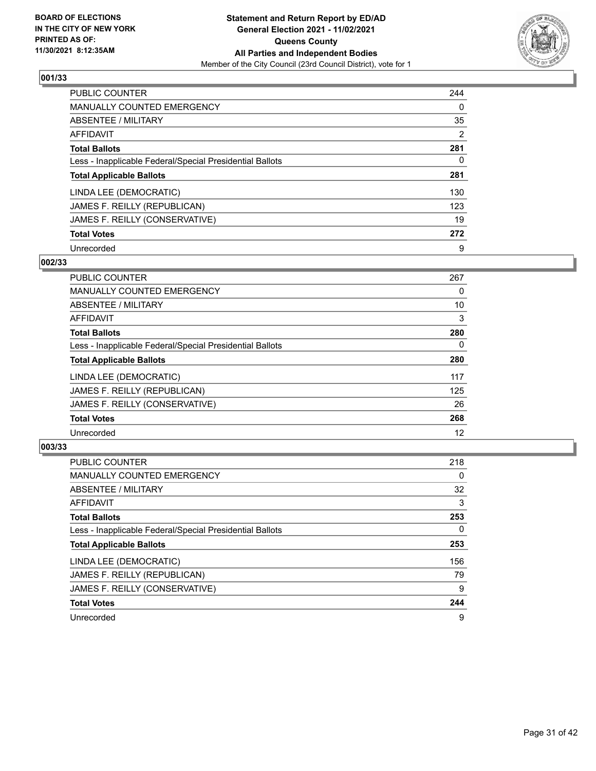**BOARD OF ELECTIONS IN THE CITY OF NEW YORK PRINTED AS OF: 11/30/2021 8:12:35AM**

**Statement and Return Report by ED/AD General Election 2021 - 11/02/2021 Queens County All Parties and Independent Bodies**

Member of the City Council (23rd Council District), vote for 1

### 001/33

| | |
|---|---|
| PUBLIC COUNTER | 244 |
| MANUALLY COUNTED EMERGENCY | 0 |
| ABSENTEE / MILITARY | 35 |
| AFFIDAVIT | 2 |
| **Total Ballots** | **281** |
| Less - Inapplicable Federal/Special Presidential Ballots | 0 |
| **Total Applicable Ballots** | **281** |
| LINDA LEE (DEMOCRATIC) | 130 |
| JAMES F. REILLY (REPUBLICAN) | 123 |
| JAMES F. REILLY (CONSERVATIVE) | 19 |
| **Total Votes** | **272** |
| Unrecorded | 9 |

### 002/33

| | |
|---|---|
| PUBLIC COUNTER | 267 |
| MANUALLY COUNTED EMERGENCY | 0 |
| ABSENTEE / MILITARY | 10 |
| AFFIDAVIT | 3 |
| **Total Ballots** | **280** |
| Less - Inapplicable Federal/Special Presidential Ballots | 0 |
| **Total Applicable Ballots** | **280** |
| LINDA LEE (DEMOCRATIC) | 117 |
| JAMES F. REILLY (REPUBLICAN) | 125 |
| JAMES F. REILLY (CONSERVATIVE) | 26 |
| **Total Votes** | **268** |
| Unrecorded | 12 |

### 003/33

| | |
|---|---|
| PUBLIC COUNTER | 218 |
| MANUALLY COUNTED EMERGENCY | 0 |
| ABSENTEE / MILITARY | 32 |
| AFFIDAVIT | 3 |
| **Total Ballots** | **253** |
| Less - Inapplicable Federal/Special Presidential Ballots | 0 |
| **Total Applicable Ballots** | **253** |
| LINDA LEE (DEMOCRATIC) | 156 |
| JAMES F. REILLY (REPUBLICAN) | 79 |
| JAMES F. REILLY (CONSERVATIVE) | 9 |
| **Total Votes** | **244** |
| Unrecorded | 9 |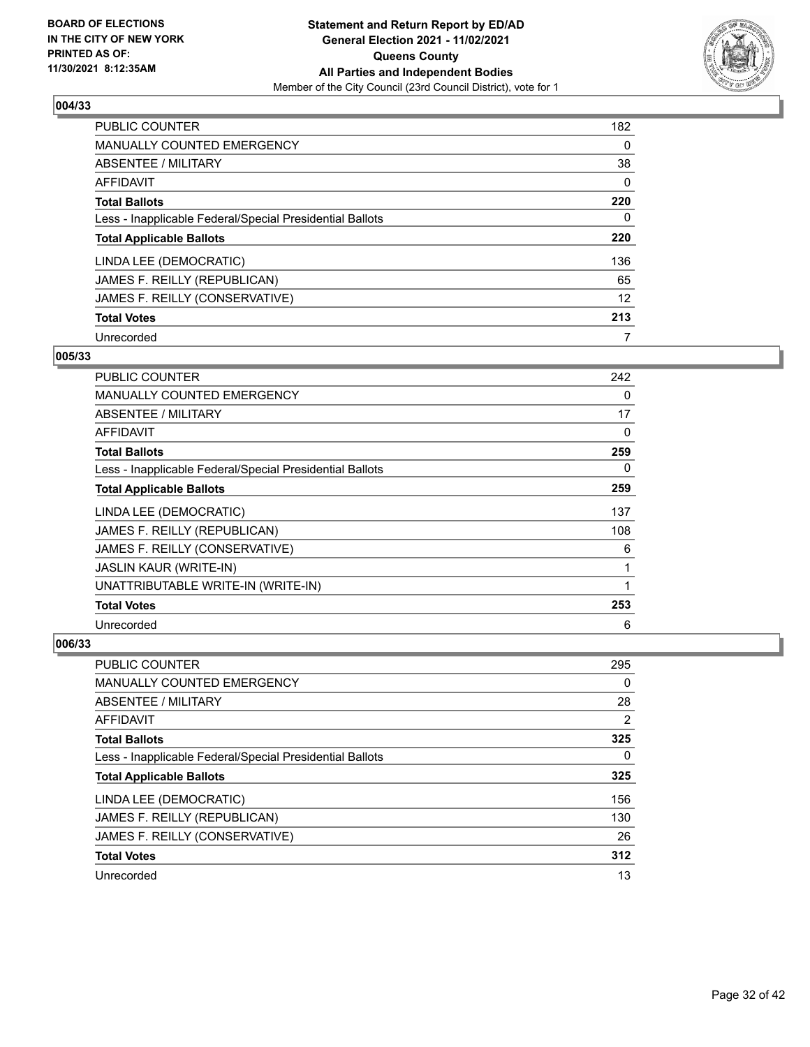**BOARD OF ELECTIONS IN THE CITY OF NEW YORK PRINTED AS OF: 11/30/2021 8:12:35AM**

**Statement and Return Report by ED/AD General Election 2021 - 11/02/2021 Queens County All Parties and Independent Bodies**

Member of the City Council (23rd Council District), vote for 1

## 004/33

| | |
|---|---|
| PUBLIC COUNTER | 182 |
| MANUALLY COUNTED EMERGENCY | 0 |
| ABSENTEE / MILITARY | 38 |
| AFFIDAVIT | 0 |
| **Total Ballots** | **220** |
| Less - Inapplicable Federal/Special Presidential Ballots | 0 |
| **Total Applicable Ballots** | **220** |
| LINDA LEE (DEMOCRATIC) | 136 |
| JAMES F. REILLY (REPUBLICAN) | 65 |
| JAMES F. REILLY (CONSERVATIVE) | 12 |
| **Total Votes** | **213** |
| Unrecorded | 7 |

## 005/33

| | |
|---|---|
| PUBLIC COUNTER | 242 |
| MANUALLY COUNTED EMERGENCY | 0 |
| ABSENTEE / MILITARY | 17 |
| AFFIDAVIT | 0 |
| **Total Ballots** | **259** |
| Less - Inapplicable Federal/Special Presidential Ballots | 0 |
| **Total Applicable Ballots** | **259** |
| LINDA LEE (DEMOCRATIC) | 137 |
| JAMES F. REILLY (REPUBLICAN) | 108 |
| JAMES F. REILLY (CONSERVATIVE) | 6 |
| JASLIN KAUR (WRITE-IN) | 1 |
| UNATTRIBUTABLE WRITE-IN (WRITE-IN) | 1 |
| **Total Votes** | **253** |
| Unrecorded | 6 |

## 006/33

| | |
|---|---|
| PUBLIC COUNTER | 295 |
| MANUALLY COUNTED EMERGENCY | 0 |
| ABSENTEE / MILITARY | 28 |
| AFFIDAVIT | 2 |
| **Total Ballots** | **325** |
| Less - Inapplicable Federal/Special Presidential Ballots | 0 |
| **Total Applicable Ballots** | **325** |
| LINDA LEE (DEMOCRATIC) | 156 |
| JAMES F. REILLY (REPUBLICAN) | 130 |
| JAMES F. REILLY (CONSERVATIVE) | 26 |
| **Total Votes** | **312** |
| Unrecorded | 13 |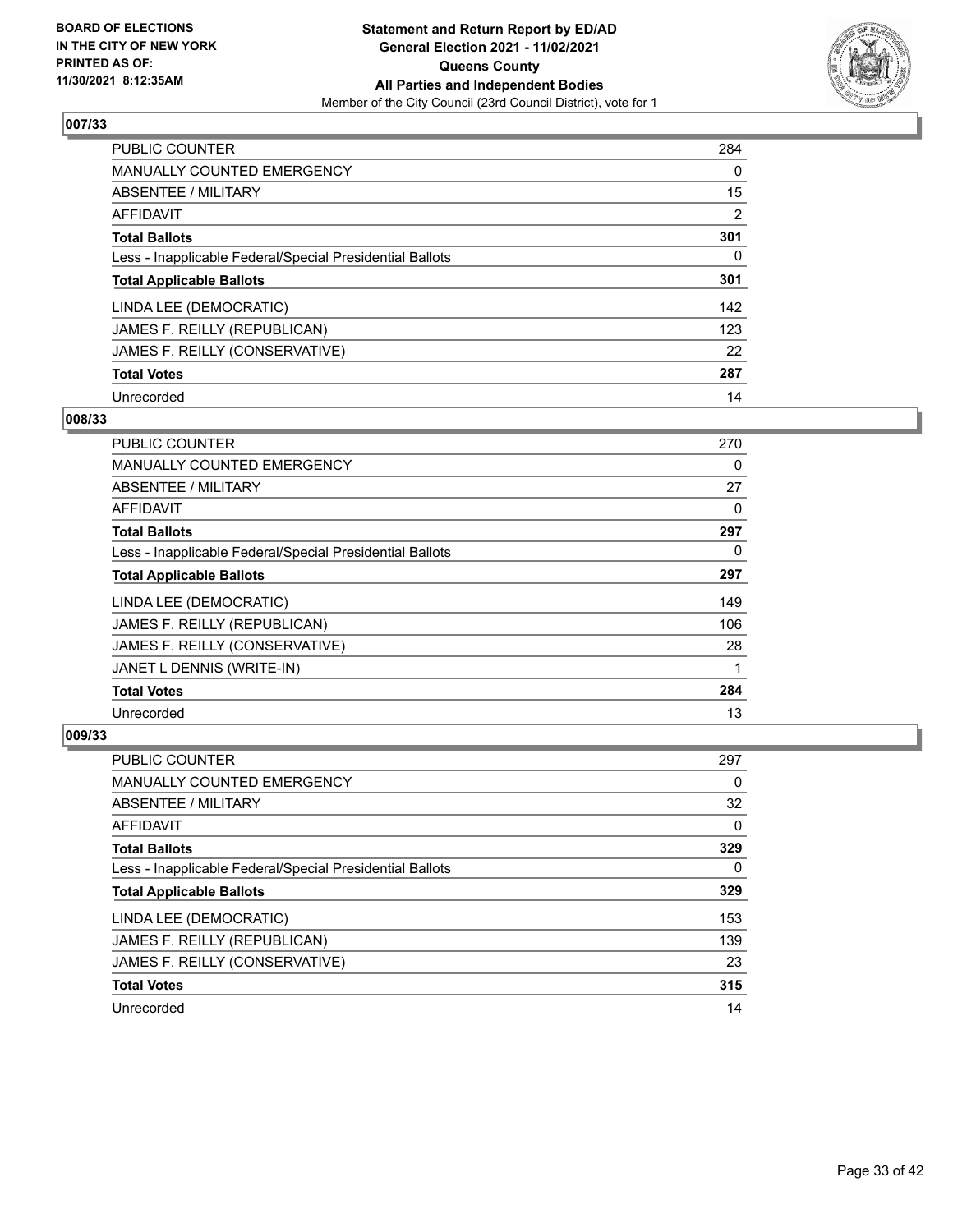## 007/33

| | |
|---|---|
| PUBLIC COUNTER | 284 |
| MANUALLY COUNTED EMERGENCY | 0 |
| ABSENTEE / MILITARY | 15 |
| AFFIDAVIT | 2 |
| **Total Ballots** | **301** |
| Less - Inapplicable Federal/Special Presidential Ballots | 0 |
| **Total Applicable Ballots** | **301** |
| LINDA LEE (DEMOCRATIC) | 142 |
| JAMES F. REILLY (REPUBLICAN) | 123 |
| JAMES F. REILLY (CONSERVATIVE) | 22 |
| **Total Votes** | **287** |
| Unrecorded | 14 |

## 008/33

| | |
|---|---|
| PUBLIC COUNTER | 270 |
| MANUALLY COUNTED EMERGENCY | 0 |
| ABSENTEE / MILITARY | 27 |
| AFFIDAVIT | 0 |
| **Total Ballots** | **297** |
| Less - Inapplicable Federal/Special Presidential Ballots | 0 |
| **Total Applicable Ballots** | **297** |
| LINDA LEE (DEMOCRATIC) | 149 |
| JAMES F. REILLY (REPUBLICAN) | 106 |
| JAMES F. REILLY (CONSERVATIVE) | 28 |
| JANET L DENNIS (WRITE-IN) | 1 |
| **Total Votes** | **284** |
| Unrecorded | 13 |

## 009/33

| | |
|---|---|
| PUBLIC COUNTER | 297 |
| MANUALLY COUNTED EMERGENCY | 0 |
| ABSENTEE / MILITARY | 32 |
| AFFIDAVIT | 0 |
| **Total Ballots** | **329** |
| Less - Inapplicable Federal/Special Presidential Ballots | 0 |
| **Total Applicable Ballots** | **329** |
| LINDA LEE (DEMOCRATIC) | 153 |
| JAMES F. REILLY (REPUBLICAN) | 139 |
| JAMES F. REILLY (CONSERVATIVE) | 23 |
| **Total Votes** | **315** |
| Unrecorded | 14 |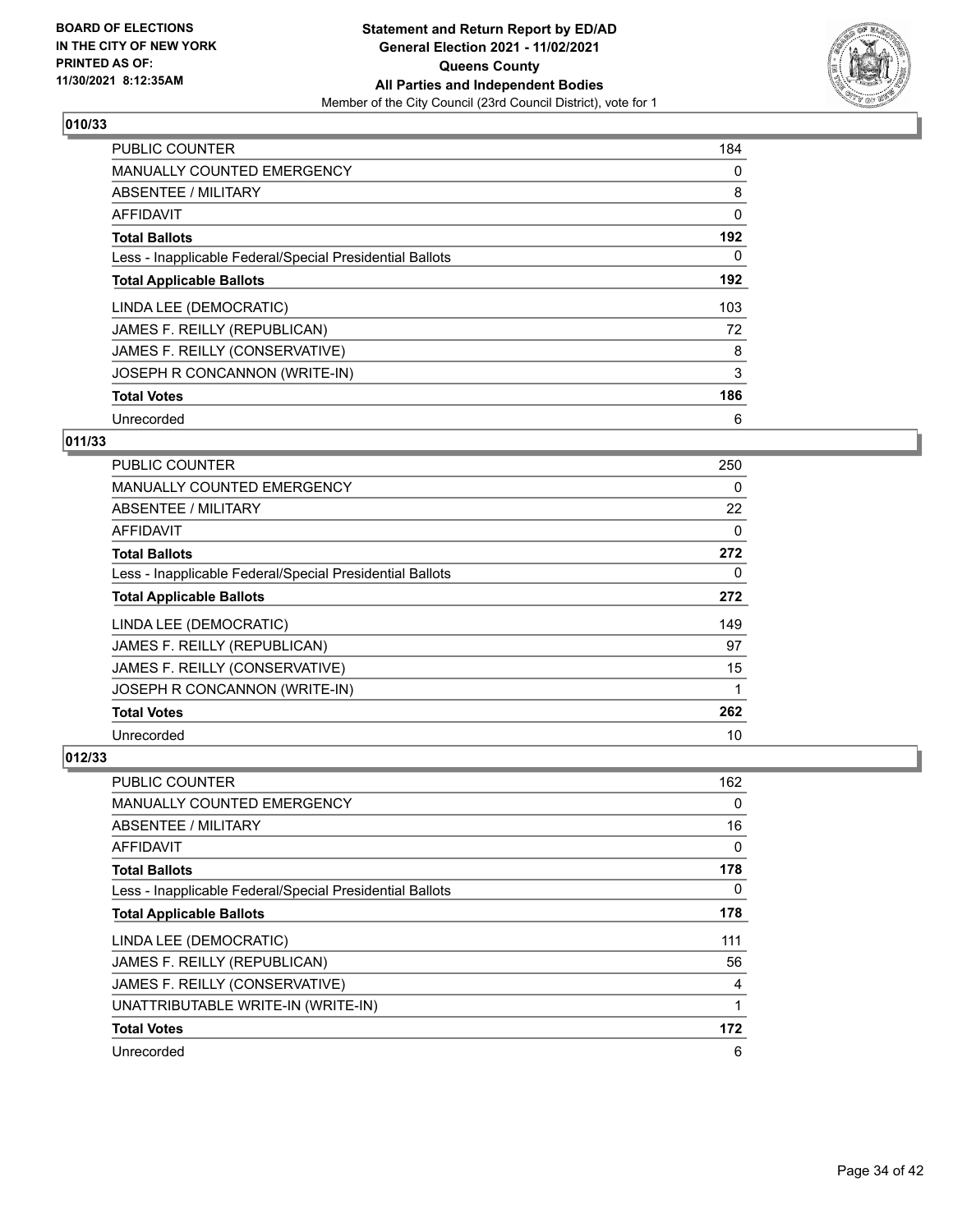BOARD OF ELECTIONS IN THE CITY OF NEW YORK PRINTED AS OF: 11/30/2021 8:12:35AM

**Statement and Return Report by ED/AD**
**General Election 2021 - 11/02/2021**
**Queens County**
**All Parties and Independent Bodies**
Member of the City Council (23rd Council District), vote for 1

## 010/33

| | |
|---|---|
| PUBLIC COUNTER | 184 |
| MANUALLY COUNTED EMERGENCY | 0 |
| ABSENTEE / MILITARY | 8 |
| AFFIDAVIT | 0 |
| **Total Ballots** | **192** |
| Less - Inapplicable Federal/Special Presidential Ballots | 0 |
| **Total Applicable Ballots** | **192** |
| LINDA LEE (DEMOCRATIC) | 103 |
| JAMES F. REILLY (REPUBLICAN) | 72 |
| JAMES F. REILLY (CONSERVATIVE) | 8 |
| JOSEPH R CONCANNON (WRITE-IN) | 3 |
| **Total Votes** | **186** |
| Unrecorded | 6 |

## 011/33

| | |
|---|---|
| PUBLIC COUNTER | 250 |
| MANUALLY COUNTED EMERGENCY | 0 |
| ABSENTEE / MILITARY | 22 |
| AFFIDAVIT | 0 |
| **Total Ballots** | **272** |
| Less - Inapplicable Federal/Special Presidential Ballots | 0 |
| **Total Applicable Ballots** | **272** |
| LINDA LEE (DEMOCRATIC) | 149 |
| JAMES F. REILLY (REPUBLICAN) | 97 |
| JAMES F. REILLY (CONSERVATIVE) | 15 |
| JOSEPH R CONCANNON (WRITE-IN) | 1 |
| **Total Votes** | **262** |
| Unrecorded | 10 |

## 012/33

| | |
|---|---|
| PUBLIC COUNTER | 162 |
| MANUALLY COUNTED EMERGENCY | 0 |
| ABSENTEE / MILITARY | 16 |
| AFFIDAVIT | 0 |
| **Total Ballots** | **178** |
| Less - Inapplicable Federal/Special Presidential Ballots | 0 |
| **Total Applicable Ballots** | **178** |
| LINDA LEE (DEMOCRATIC) | 111 |
| JAMES F. REILLY (REPUBLICAN) | 56 |
| JAMES F. REILLY (CONSERVATIVE) | 4 |
| UNATTRIBUTABLE WRITE-IN (WRITE-IN) | 1 |
| **Total Votes** | **172** |
| Unrecorded | 6 |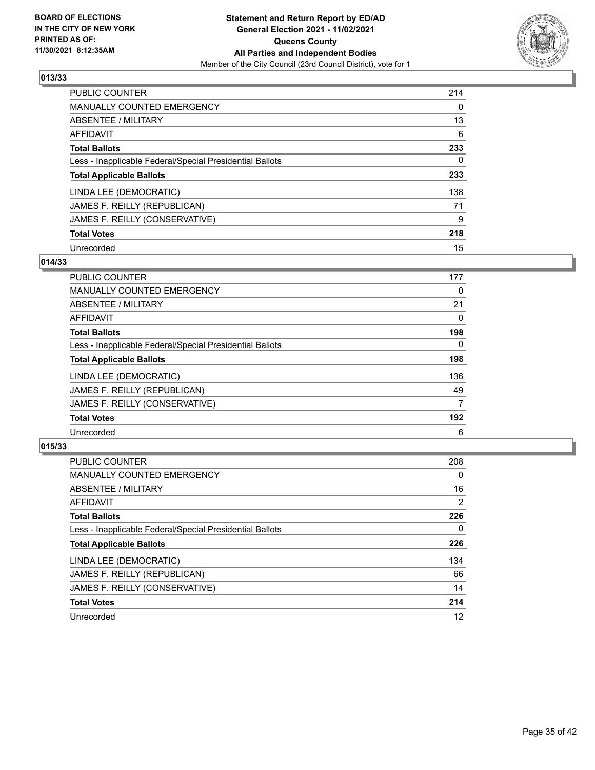BOARD OF ELECTIONS
IN THE CITY OF NEW YORK
PRINTED AS OF:
11/30/2021 8:12:35AM

**Statement and Return Report by ED/AD**
**General Election 2021 - 11/02/2021**
**Queens County**
**All Parties and Independent Bodies**
Member of the City Council (23rd Council District), vote for 1

### 013/33

| | |
|---|---|
| PUBLIC COUNTER | 214 |
| MANUALLY COUNTED EMERGENCY | 0 |
| ABSENTEE / MILITARY | 13 |
| AFFIDAVIT | 6 |
| **Total Ballots** | **233** |
| Less - Inapplicable Federal/Special Presidential Ballots | 0 |
| **Total Applicable Ballots** | **233** |
| LINDA LEE (DEMOCRATIC) | 138 |
| JAMES F. REILLY (REPUBLICAN) | 71 |
| JAMES F. REILLY (CONSERVATIVE) | 9 |
| **Total Votes** | **218** |
| Unrecorded | 15 |

### 014/33

| | |
|---|---|
| PUBLIC COUNTER | 177 |
| MANUALLY COUNTED EMERGENCY | 0 |
| ABSENTEE / MILITARY | 21 |
| AFFIDAVIT | 0 |
| **Total Ballots** | **198** |
| Less - Inapplicable Federal/Special Presidential Ballots | 0 |
| **Total Applicable Ballots** | **198** |
| LINDA LEE (DEMOCRATIC) | 136 |
| JAMES F. REILLY (REPUBLICAN) | 49 |
| JAMES F. REILLY (CONSERVATIVE) | 7 |
| **Total Votes** | **192** |
| Unrecorded | 6 |

### 015/33

| | |
|---|---|
| PUBLIC COUNTER | 208 |
| MANUALLY COUNTED EMERGENCY | 0 |
| ABSENTEE / MILITARY | 16 |
| AFFIDAVIT | 2 |
| **Total Ballots** | **226** |
| Less - Inapplicable Federal/Special Presidential Ballots | 0 |
| **Total Applicable Ballots** | **226** |
| LINDA LEE (DEMOCRATIC) | 134 |
| JAMES F. REILLY (REPUBLICAN) | 66 |
| JAMES F. REILLY (CONSERVATIVE) | 14 |
| **Total Votes** | **214** |
| Unrecorded | 12 |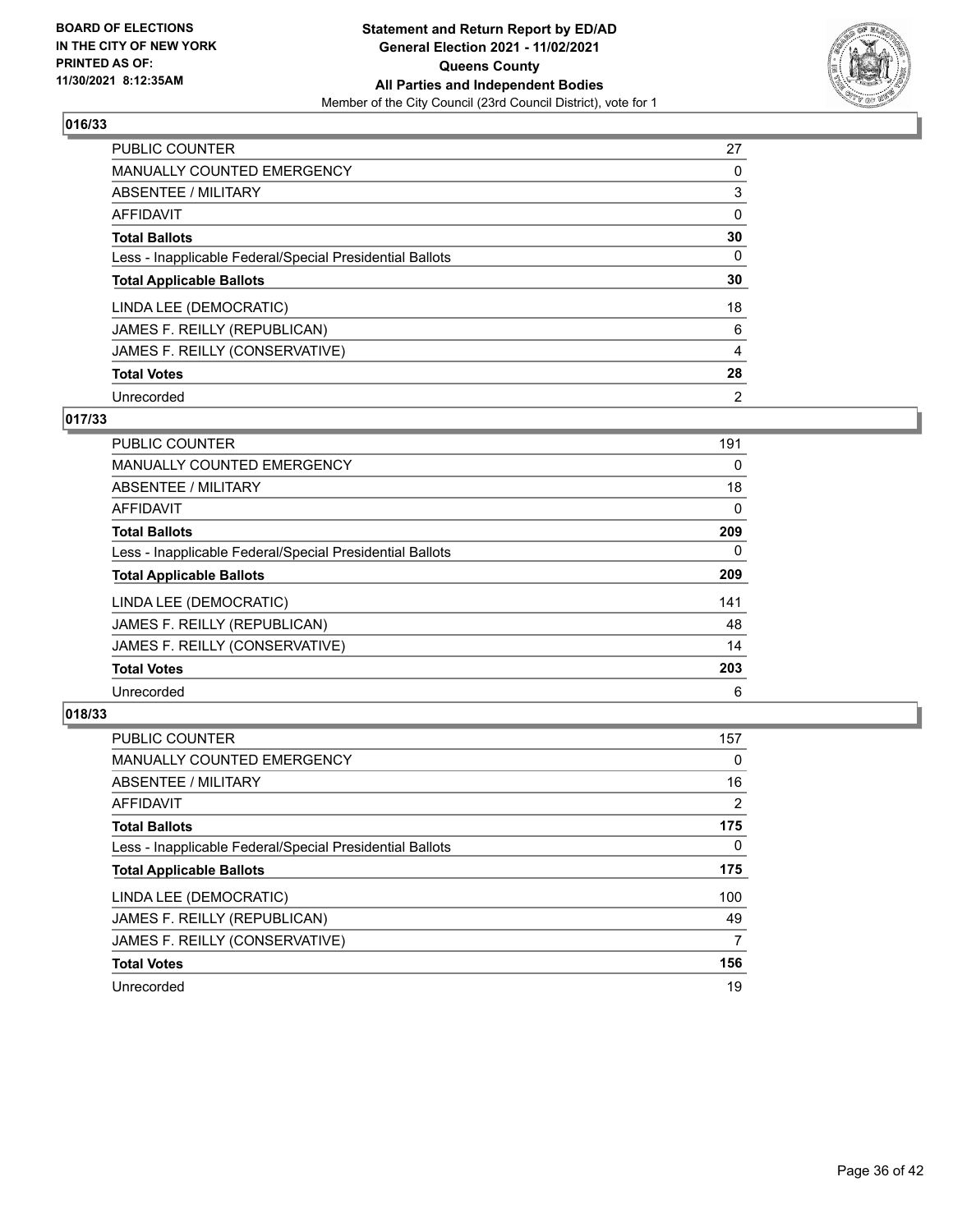BOARD OF ELECTIONS
IN THE CITY OF NEW YORK
PRINTED AS OF:
11/30/2021 8:12:35AM

**Statement and Return Report by ED/AD**
**General Election 2021 - 11/02/2021**
**Queens County**
**All Parties and Independent Bodies**
Member of the City Council (23rd Council District), vote for 1

### 016/33

| | |
|---|---|
| PUBLIC COUNTER | 27 |
| MANUALLY COUNTED EMERGENCY | 0 |
| ABSENTEE / MILITARY | 3 |
| AFFIDAVIT | 0 |
| **Total Ballots** | **30** |
| Less - Inapplicable Federal/Special Presidential Ballots | 0 |
| **Total Applicable Ballots** | **30** |
| LINDA LEE (DEMOCRATIC) | 18 |
| JAMES F. REILLY (REPUBLICAN) | 6 |
| JAMES F. REILLY (CONSERVATIVE) | 4 |
| **Total Votes** | **28** |
| Unrecorded | 2 |

### 017/33

| | |
|---|---|
| PUBLIC COUNTER | 191 |
| MANUALLY COUNTED EMERGENCY | 0 |
| ABSENTEE / MILITARY | 18 |
| AFFIDAVIT | 0 |
| **Total Ballots** | **209** |
| Less - Inapplicable Federal/Special Presidential Ballots | 0 |
| **Total Applicable Ballots** | **209** |
| LINDA LEE (DEMOCRATIC) | 141 |
| JAMES F. REILLY (REPUBLICAN) | 48 |
| JAMES F. REILLY (CONSERVATIVE) | 14 |
| **Total Votes** | **203** |
| Unrecorded | 6 |

### 018/33

| | |
|---|---|
| PUBLIC COUNTER | 157 |
| MANUALLY COUNTED EMERGENCY | 0 |
| ABSENTEE / MILITARY | 16 |
| AFFIDAVIT | 2 |
| **Total Ballots** | **175** |
| Less - Inapplicable Federal/Special Presidential Ballots | 0 |
| **Total Applicable Ballots** | **175** |
| LINDA LEE (DEMOCRATIC) | 100 |
| JAMES F. REILLY (REPUBLICAN) | 49 |
| JAMES F. REILLY (CONSERVATIVE) | 7 |
| **Total Votes** | **156** |
| Unrecorded | 19 |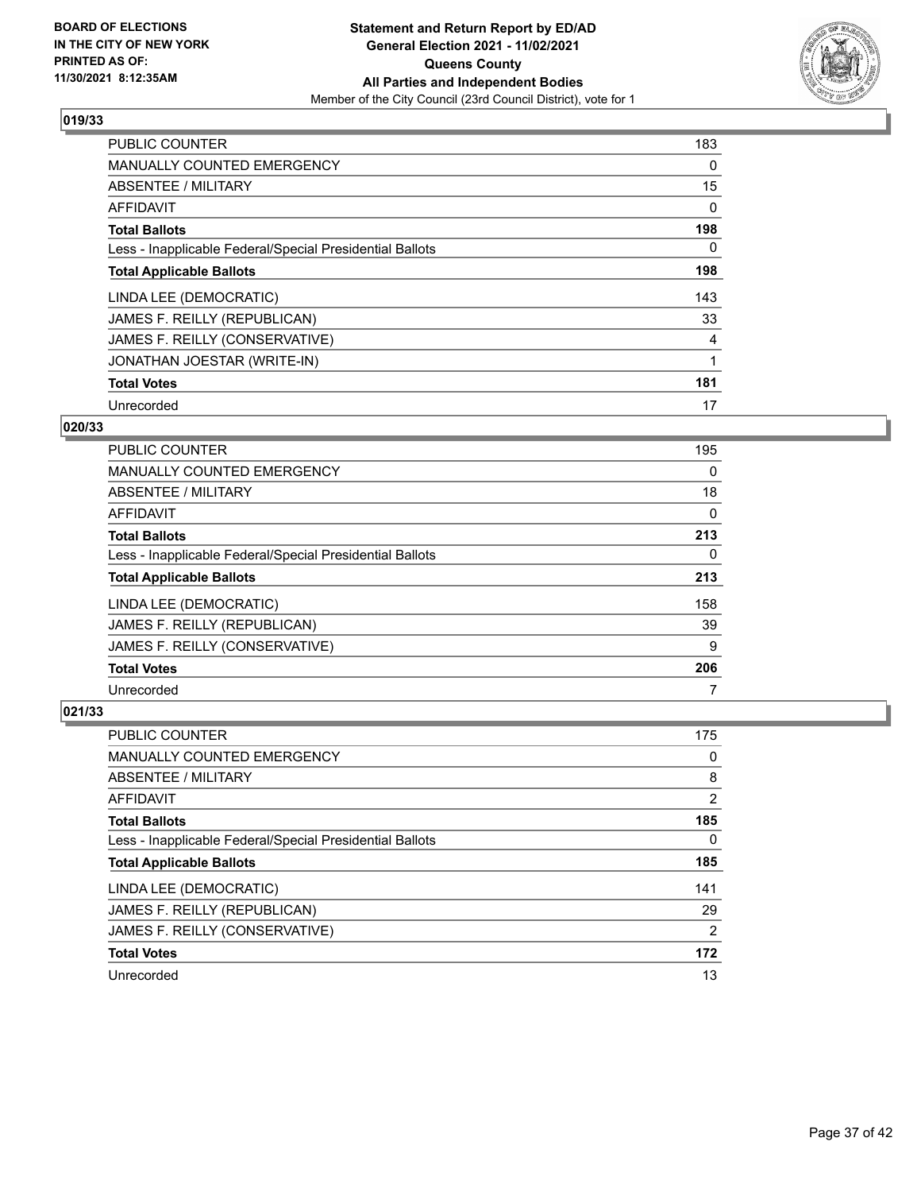BOARD OF ELECTIONS
IN THE CITY OF NEW YORK
PRINTED AS OF:
11/30/2021 8:12:35AM

**Statement and Return Report by ED/AD**
**General Election 2021 - 11/02/2021**
**Queens County**
**All Parties and Independent Bodies**
Member of the City Council (23rd Council District), vote for 1

## 019/33

| | |
|---|---|
| PUBLIC COUNTER | 183 |
| MANUALLY COUNTED EMERGENCY | 0 |
| ABSENTEE / MILITARY | 15 |
| AFFIDAVIT | 0 |
| **Total Ballots** | **198** |
| Less - Inapplicable Federal/Special Presidential Ballots | 0 |
| **Total Applicable Ballots** | **198** |
| LINDA LEE (DEMOCRATIC) | 143 |
| JAMES F. REILLY (REPUBLICAN) | 33 |
| JAMES F. REILLY (CONSERVATIVE) | 4 |
| JONATHAN JOESTAR (WRITE-IN) | 1 |
| **Total Votes** | **181** |
| Unrecorded | 17 |

## 020/33

| | |
|---|---|
| PUBLIC COUNTER | 195 |
| MANUALLY COUNTED EMERGENCY | 0 |
| ABSENTEE / MILITARY | 18 |
| AFFIDAVIT | 0 |
| **Total Ballots** | **213** |
| Less - Inapplicable Federal/Special Presidential Ballots | 0 |
| **Total Applicable Ballots** | **213** |
| LINDA LEE (DEMOCRATIC) | 158 |
| JAMES F. REILLY (REPUBLICAN) | 39 |
| JAMES F. REILLY (CONSERVATIVE) | 9 |
| **Total Votes** | **206** |
| Unrecorded | 7 |

## 021/33

| | |
|---|---|
| PUBLIC COUNTER | 175 |
| MANUALLY COUNTED EMERGENCY | 0 |
| ABSENTEE / MILITARY | 8 |
| AFFIDAVIT | 2 |
| **Total Ballots** | **185** |
| Less - Inapplicable Federal/Special Presidential Ballots | 0 |
| **Total Applicable Ballots** | **185** |
| LINDA LEE (DEMOCRATIC) | 141 |
| JAMES F. REILLY (REPUBLICAN) | 29 |
| JAMES F. REILLY (CONSERVATIVE) | 2 |
| **Total Votes** | **172** |
| Unrecorded | 13 |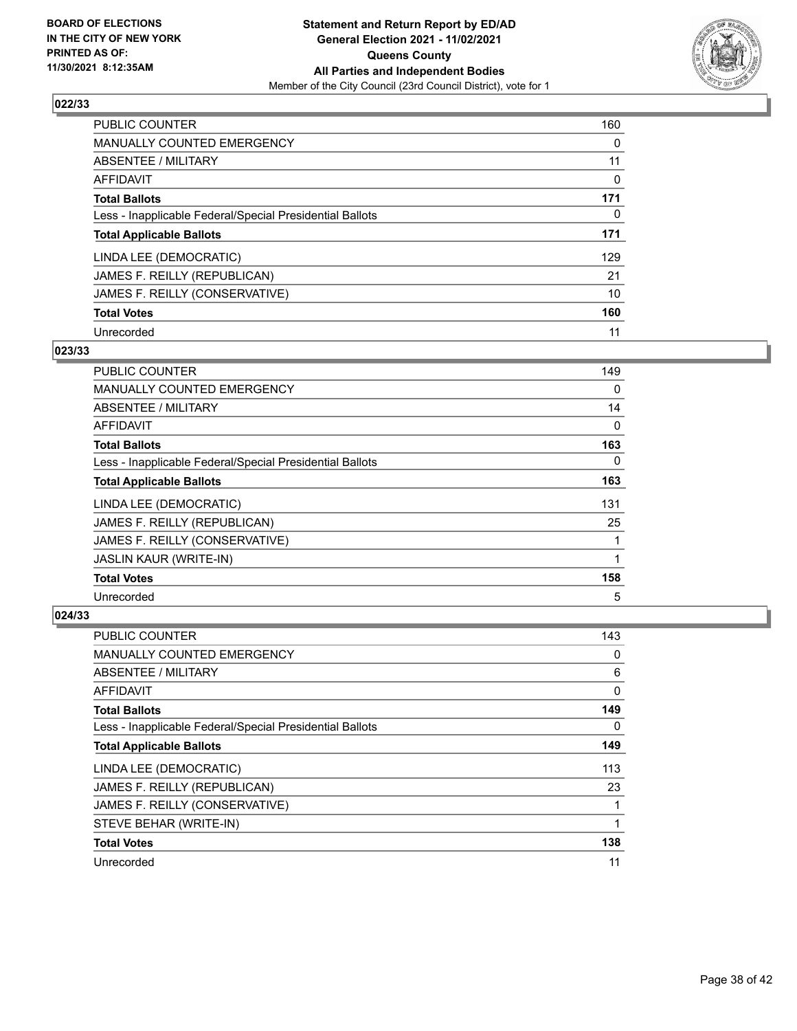### 022/33

| | |
|---|---|
| PUBLIC COUNTER | 160 |
| MANUALLY COUNTED EMERGENCY | 0 |
| ABSENTEE / MILITARY | 11 |
| AFFIDAVIT | 0 |
| **Total Ballots** | **171** |
| Less - Inapplicable Federal/Special Presidential Ballots | 0 |
| **Total Applicable Ballots** | **171** |
| LINDA LEE (DEMOCRATIC) | 129 |
| JAMES F. REILLY (REPUBLICAN) | 21 |
| JAMES F. REILLY (CONSERVATIVE) | 10 |
| **Total Votes** | **160** |
| Unrecorded | 11 |

### 023/33

| | |
|---|---|
| PUBLIC COUNTER | 149 |
| MANUALLY COUNTED EMERGENCY | 0 |
| ABSENTEE / MILITARY | 14 |
| AFFIDAVIT | 0 |
| **Total Ballots** | **163** |
| Less - Inapplicable Federal/Special Presidential Ballots | 0 |
| **Total Applicable Ballots** | **163** |
| LINDA LEE (DEMOCRATIC) | 131 |
| JAMES F. REILLY (REPUBLICAN) | 25 |
| JAMES F. REILLY (CONSERVATIVE) | 1 |
| JASLIN KAUR (WRITE-IN) | 1 |
| **Total Votes** | **158** |
| Unrecorded | 5 |

### 024/33

| | |
|---|---|
| PUBLIC COUNTER | 143 |
| MANUALLY COUNTED EMERGENCY | 0 |
| ABSENTEE / MILITARY | 6 |
| AFFIDAVIT | 0 |
| **Total Ballots** | **149** |
| Less - Inapplicable Federal/Special Presidential Ballots | 0 |
| **Total Applicable Ballots** | **149** |
| LINDA LEE (DEMOCRATIC) | 113 |
| JAMES F. REILLY (REPUBLICAN) | 23 |
| JAMES F. REILLY (CONSERVATIVE) | 1 |
| STEVE BEHAR (WRITE-IN) | 1 |
| **Total Votes** | **138** |
| Unrecorded | 11 |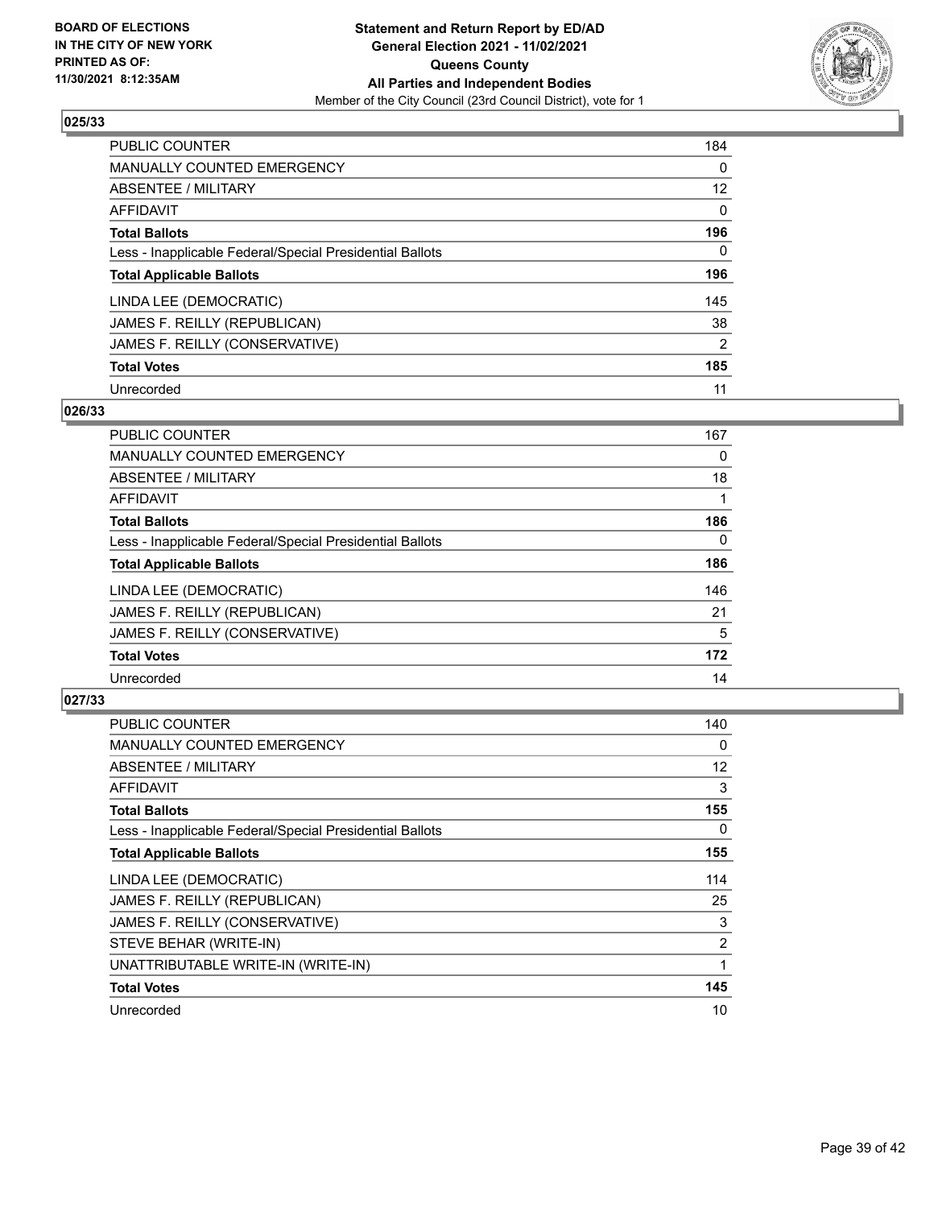**BOARD OF ELECTIONS IN THE CITY OF NEW YORK PRINTED AS OF: 11/30/2021 8:12:35AM**

**Statement and Return Report by ED/AD General Election 2021 - 11/02/2021 Queens County All Parties and Independent Bodies**

Member of the City Council (23rd Council District), vote for 1

### 025/33

| | |
|---|---|
| PUBLIC COUNTER | 184 |
| MANUALLY COUNTED EMERGENCY | 0 |
| ABSENTEE / MILITARY | 12 |
| AFFIDAVIT | 0 |
| **Total Ballots** | **196** |
| Less - Inapplicable Federal/Special Presidential Ballots | 0 |
| **Total Applicable Ballots** | **196** |
| LINDA LEE (DEMOCRATIC) | 145 |
| JAMES F. REILLY (REPUBLICAN) | 38 |
| JAMES F. REILLY (CONSERVATIVE) | 2 |
| **Total Votes** | **185** |
| Unrecorded | 11 |

### 026/33

| | |
|---|---|
| PUBLIC COUNTER | 167 |
| MANUALLY COUNTED EMERGENCY | 0 |
| ABSENTEE / MILITARY | 18 |
| AFFIDAVIT | 1 |
| **Total Ballots** | **186** |
| Less - Inapplicable Federal/Special Presidential Ballots | 0 |
| **Total Applicable Ballots** | **186** |
| LINDA LEE (DEMOCRATIC) | 146 |
| JAMES F. REILLY (REPUBLICAN) | 21 |
| JAMES F. REILLY (CONSERVATIVE) | 5 |
| **Total Votes** | **172** |
| Unrecorded | 14 |

### 027/33

| | |
|---|---|
| PUBLIC COUNTER | 140 |
| MANUALLY COUNTED EMERGENCY | 0 |
| ABSENTEE / MILITARY | 12 |
| AFFIDAVIT | 3 |
| **Total Ballots** | **155** |
| Less - Inapplicable Federal/Special Presidential Ballots | 0 |
| **Total Applicable Ballots** | **155** |
| LINDA LEE (DEMOCRATIC) | 114 |
| JAMES F. REILLY (REPUBLICAN) | 25 |
| JAMES F. REILLY (CONSERVATIVE) | 3 |
| STEVE BEHAR (WRITE-IN) | 2 |
| UNATTRIBUTABLE WRITE-IN (WRITE-IN) | 1 |
| **Total Votes** | **145** |
| Unrecorded | 10 |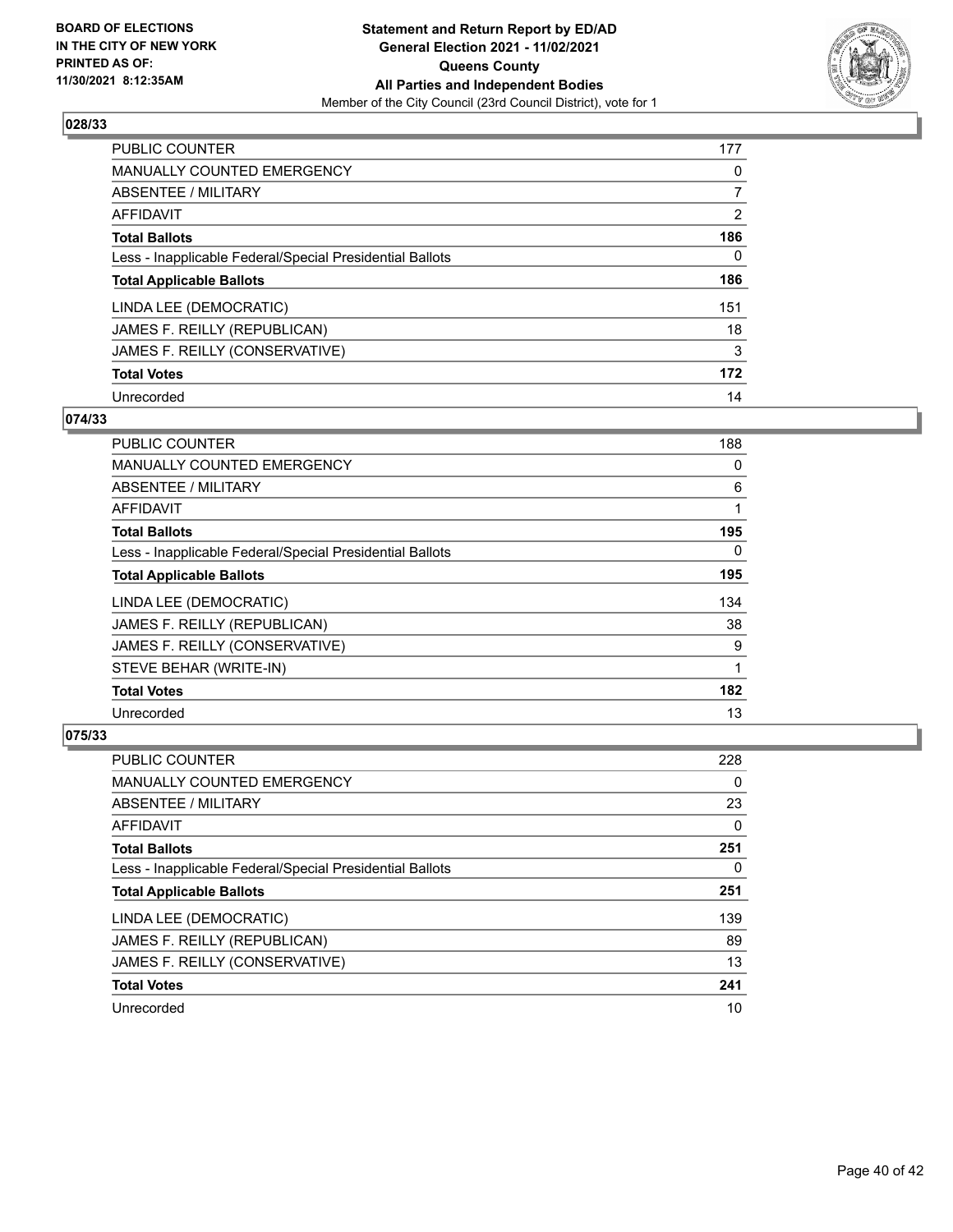## 028/33

| | |
|---|---|
| PUBLIC COUNTER | 177 |
| MANUALLY COUNTED EMERGENCY | 0 |
| ABSENTEE / MILITARY | 7 |
| AFFIDAVIT | 2 |
| **Total Ballots** | **186** |
| Less - Inapplicable Federal/Special Presidential Ballots | 0 |
| **Total Applicable Ballots** | **186** |
| LINDA LEE (DEMOCRATIC) | 151 |
| JAMES F. REILLY (REPUBLICAN) | 18 |
| JAMES F. REILLY (CONSERVATIVE) | 3 |
| **Total Votes** | **172** |
| Unrecorded | 14 |

## 074/33

| | |
|---|---|
| PUBLIC COUNTER | 188 |
| MANUALLY COUNTED EMERGENCY | 0 |
| ABSENTEE / MILITARY | 6 |
| AFFIDAVIT | 1 |
| **Total Ballots** | **195** |
| Less - Inapplicable Federal/Special Presidential Ballots | 0 |
| **Total Applicable Ballots** | **195** |
| LINDA LEE (DEMOCRATIC) | 134 |
| JAMES F. REILLY (REPUBLICAN) | 38 |
| JAMES F. REILLY (CONSERVATIVE) | 9 |
| STEVE BEHAR (WRITE-IN) | 1 |
| **Total Votes** | **182** |
| Unrecorded | 13 |

## 075/33

| | |
|---|---|
| PUBLIC COUNTER | 228 |
| MANUALLY COUNTED EMERGENCY | 0 |
| ABSENTEE / MILITARY | 23 |
| AFFIDAVIT | 0 |
| **Total Ballots** | **251** |
| Less - Inapplicable Federal/Special Presidential Ballots | 0 |
| **Total Applicable Ballots** | **251** |
| LINDA LEE (DEMOCRATIC) | 139 |
| JAMES F. REILLY (REPUBLICAN) | 89 |
| JAMES F. REILLY (CONSERVATIVE) | 13 |
| **Total Votes** | **241** |
| Unrecorded | 10 |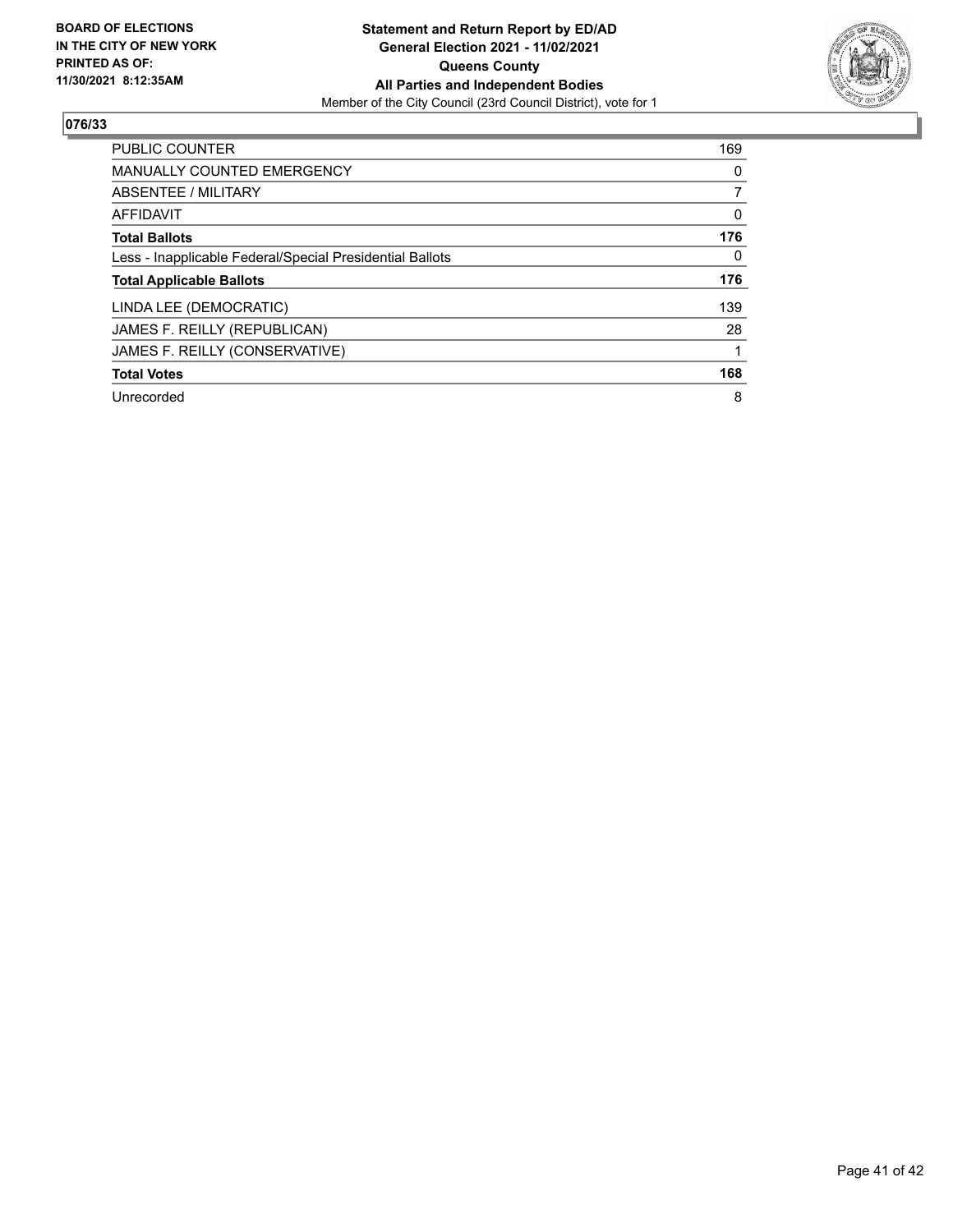BOARD OF ELECTIONS
IN THE CITY OF NEW YORK
PRINTED AS OF:
11/30/2021 8:12:35AM

**Statement and Return Report by ED/AD**
**General Election 2021 - 11/02/2021**
**Queens County**
**All Parties and Independent Bodies**
Member of the City Council (23rd Council District), vote for 1

## 076/33

| | |
|---|---|
| PUBLIC COUNTER | 169 |
| MANUALLY COUNTED EMERGENCY | 0 |
| ABSENTEE / MILITARY | 7 |
| AFFIDAVIT | 0 |
| **Total Ballots** | **176** |
| Less - Inapplicable Federal/Special Presidential Ballots | 0 |
| **Total Applicable Ballots** | **176** |
| LINDA LEE (DEMOCRATIC) | 139 |
| JAMES F. REILLY (REPUBLICAN) | 28 |
| JAMES F. REILLY (CONSERVATIVE) | 1 |
| **Total Votes** | **168** |
| Unrecorded | 8 |